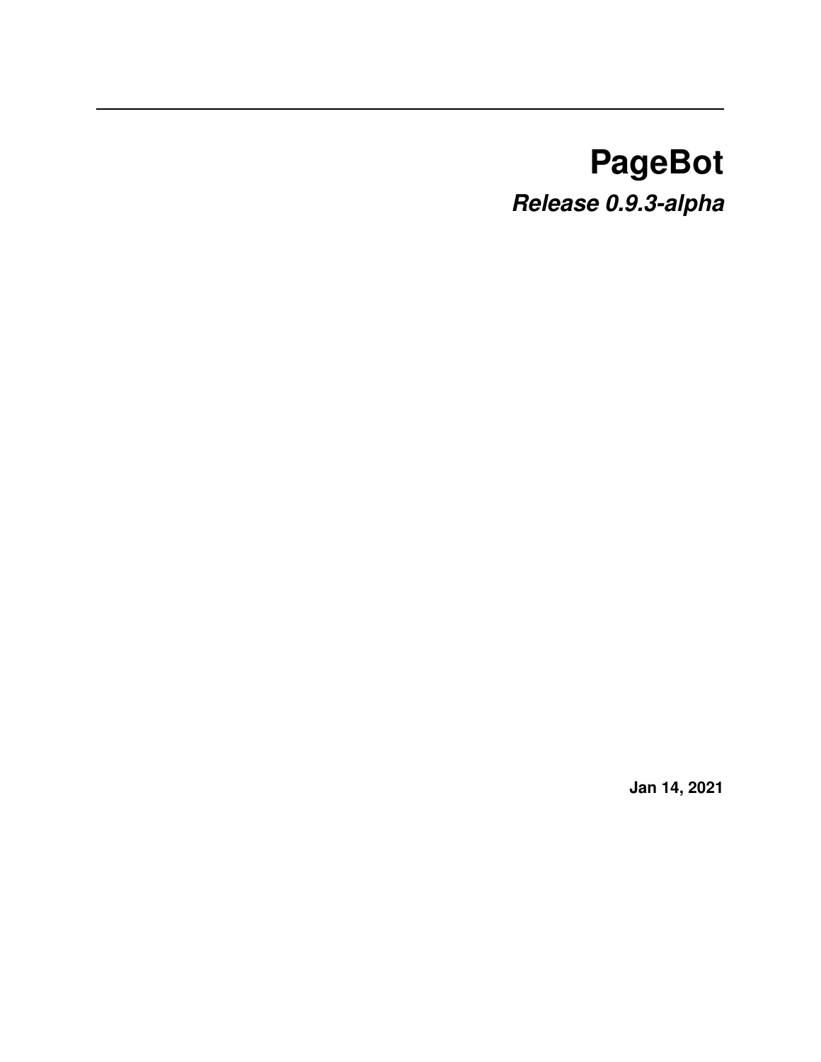# PageBot

***Release 0.9.3-alpha***

**Jan 14, 2021**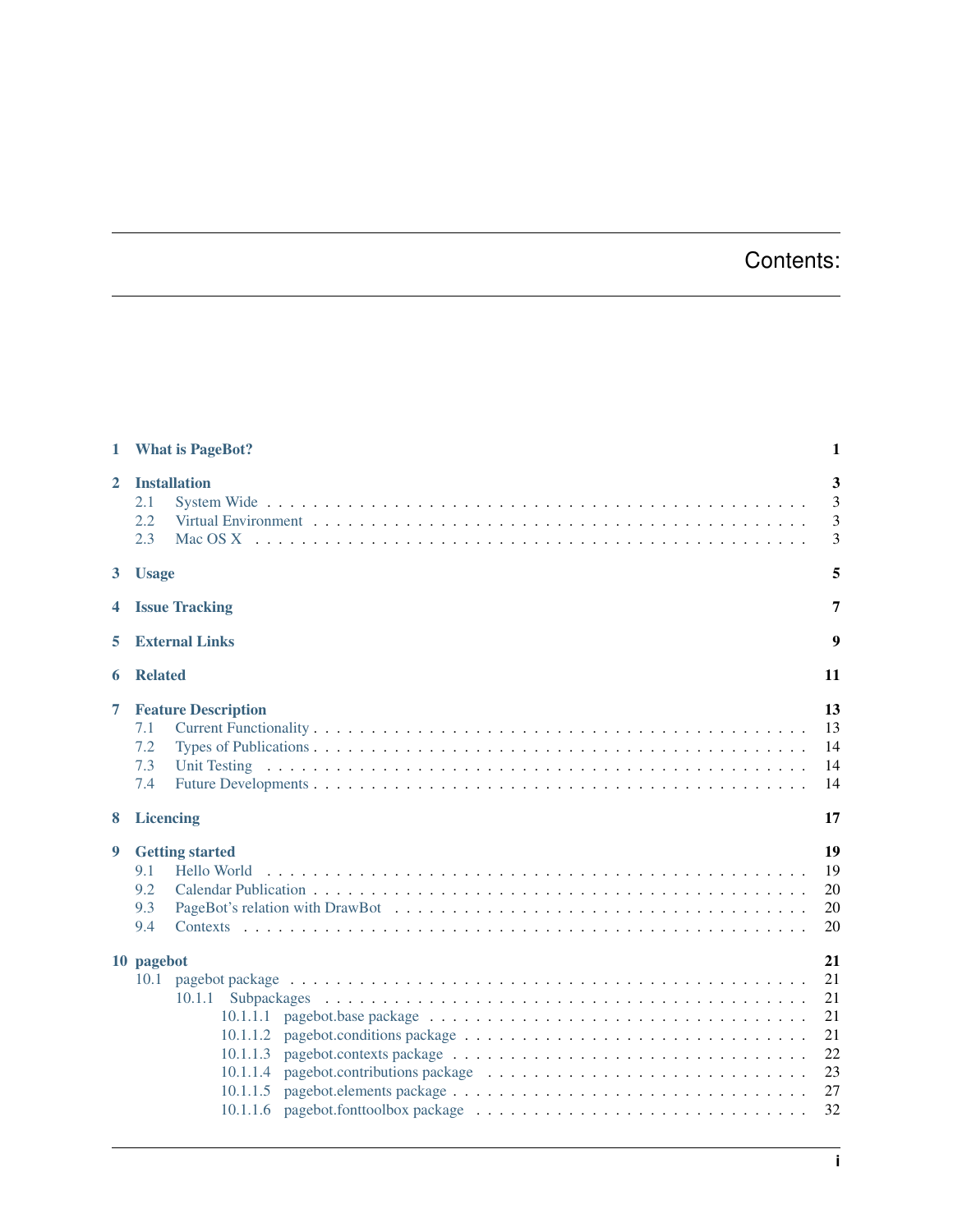# Contents:

- 1 What is PageBot? 1
- 2 Installation 3
  - 2.1 System Wide 3
  - 2.2 Virtual Environment 3
  - 2.3 Mac OS X 3
- 3 Usage 5
- 4 Issue Tracking 7
- 5 External Links 9
- 6 Related 11
- 7 Feature Description 13
  - 7.1 Current Functionality 13
  - 7.2 Types of Publications 14
  - 7.3 Unit Testing 14
  - 7.4 Future Developments 14
- 8 Licencing 17
- 9 Getting started 19
  - 9.1 Hello World 19
  - 9.2 Calendar Publication 20
  - 9.3 PageBot's relation with DrawBot 20
  - 9.4 Contexts 20
- 10 pagebot 21
  - 10.1 pagebot package 21
    - 10.1.1 Subpackages 21
      - 10.1.1.1 pagebot.base package 21
      - 10.1.1.2 pagebot.conditions package 21
      - 10.1.1.3 pagebot.contexts package 22
      - 10.1.1.4 pagebot.contributions package 23
      - 10.1.1.5 pagebot.elements package 27
      - 10.1.1.6 pagebot.fonttoolbox package 32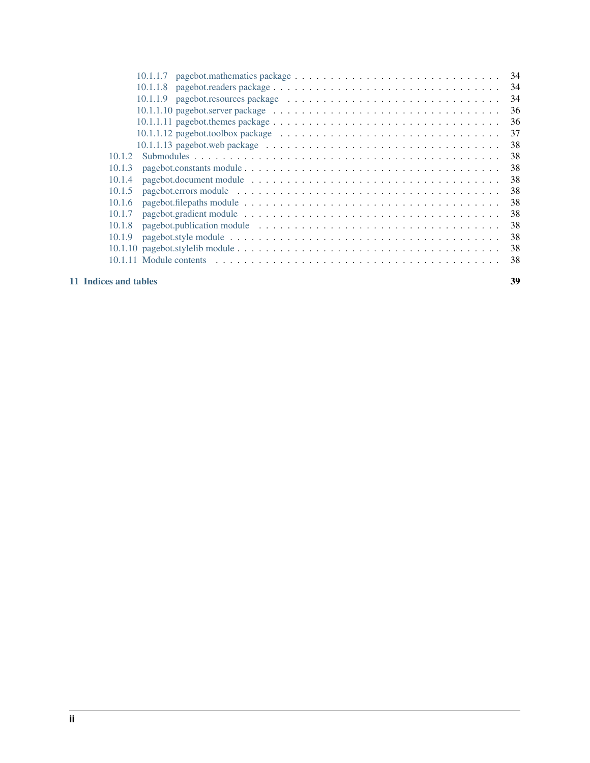- 10.1.1.7 pagebot.mathematics package . . . . . . . . . . 34
- 10.1.1.8 pagebot.readers package . . . . . . . . . . 34
- 10.1.1.9 pagebot.resources package . . . . . . . . . . 34
- 10.1.1.10 pagebot.server package . . . . . . . . . . 36
- 10.1.1.11 pagebot.themes package . . . . . . . . . . 36
- 10.1.1.12 pagebot.toolbox package . . . . . . . . . . 37
- 10.1.1.13 pagebot.web package . . . . . . . . . . 38
- 10.1.2 Submodules . . . . . . . . . . 38
- 10.1.3 pagebot.constants module . . . . . . . . . . 38
- 10.1.4 pagebot.document module . . . . . . . . . . 38
- 10.1.5 pagebot.errors module . . . . . . . . . . 38
- 10.1.6 pagebot.filepaths module . . . . . . . . . . 38
- 10.1.7 pagebot.gradient module . . . . . . . . . . 38
- 10.1.8 pagebot.publication module . . . . . . . . . . 38
- 10.1.9 pagebot.style module . . . . . . . . . . 38
- 10.1.10 pagebot.stylelib module . . . . . . . . . . 38
- 10.1.11 Module contents . . . . . . . . . . 38

**11 Indices and tables** **39**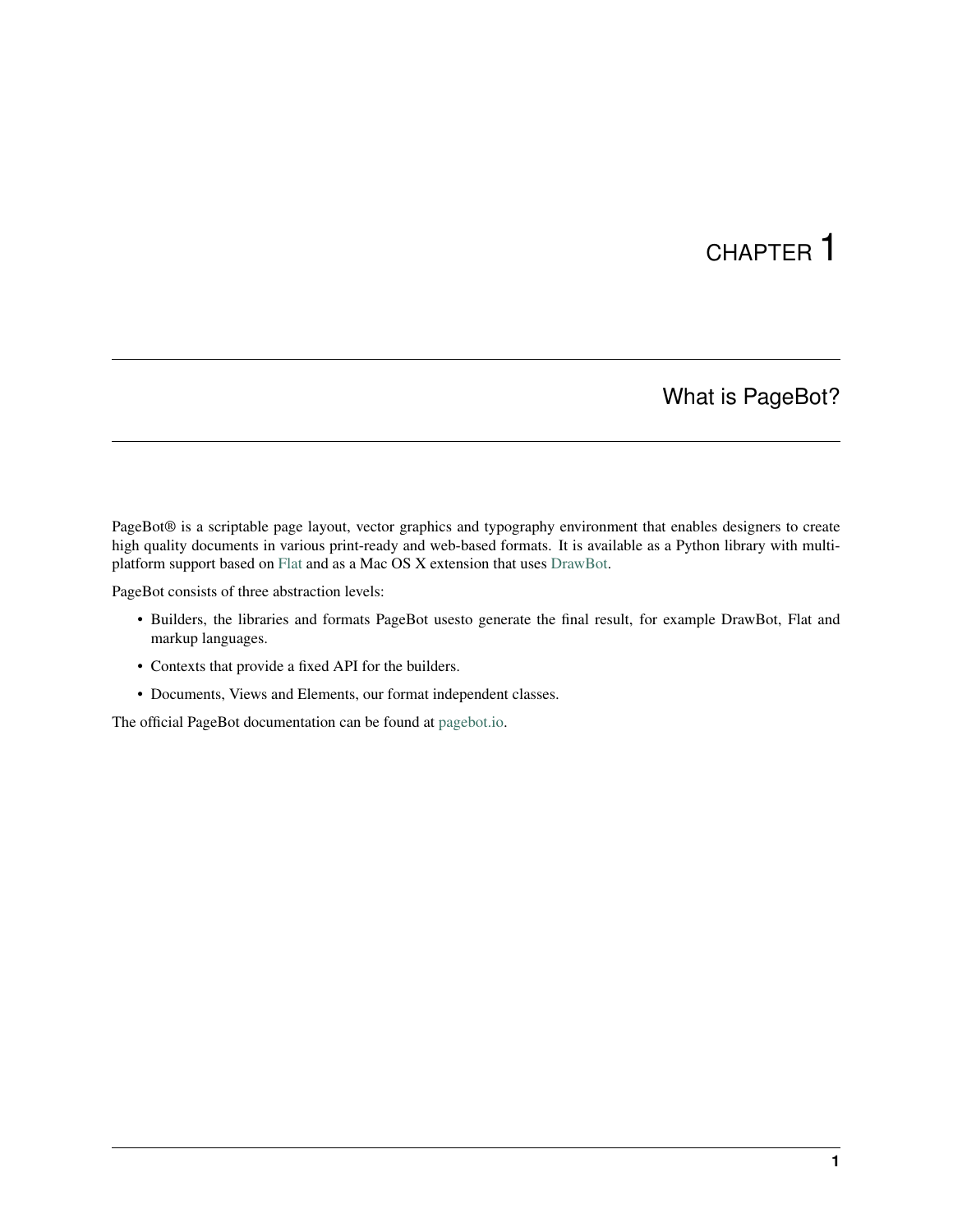# CHAPTER 1

## What is PageBot?

PageBot® is a scriptable page layout, vector graphics and typography environment that enables designers to create high quality documents in various print-ready and web-based formats. It is available as a Python library with multi-platform support based on Flat and as a Mac OS X extension that uses DrawBot.

PageBot consists of three abstraction levels:

- Builders, the libraries and formats PageBot usesto generate the final result, for example DrawBot, Flat and markup languages.
- Contexts that provide a fixed API for the builders.
- Documents, Views and Elements, our format independent classes.

The official PageBot documentation can be found at pagebot.io.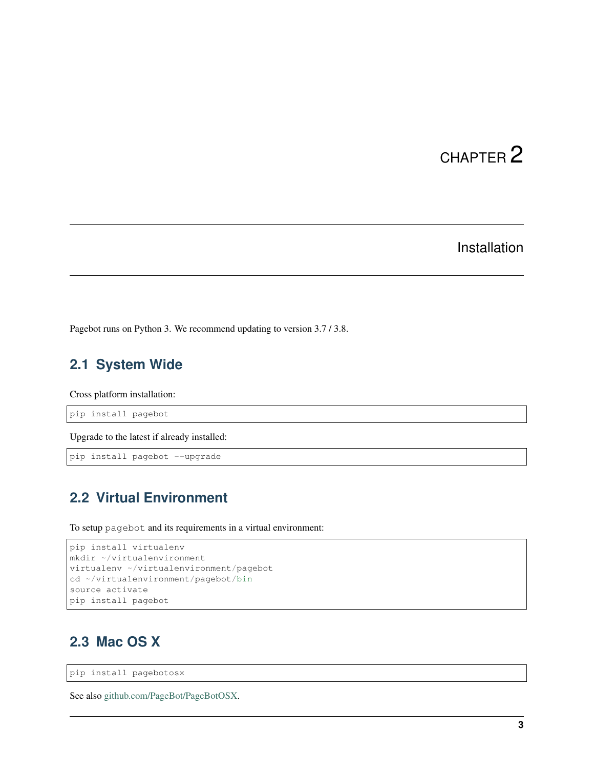# CHAPTER 2

## Installation

Pagebot runs on Python 3. We recommend updating to version 3.7 / 3.8.

### 2.1 System Wide

Cross platform installation:

```
pip install pagebot
```

Upgrade to the latest if already installed:

```
pip install pagebot --upgrade
```

### 2.2 Virtual Environment

To setup `pagebot` and its requirements in a virtual environment:

```
pip install virtualenv
mkdir ~/virtualenvironment
virtualenv ~/virtualenvironment/pagebot
cd ~/virtualenvironment/pagebot/bin
source activate
pip install pagebot
```

### 2.3 Mac OS X

```
pip install pagebotosx
```

See also github.com/PageBot/PageBotOSX.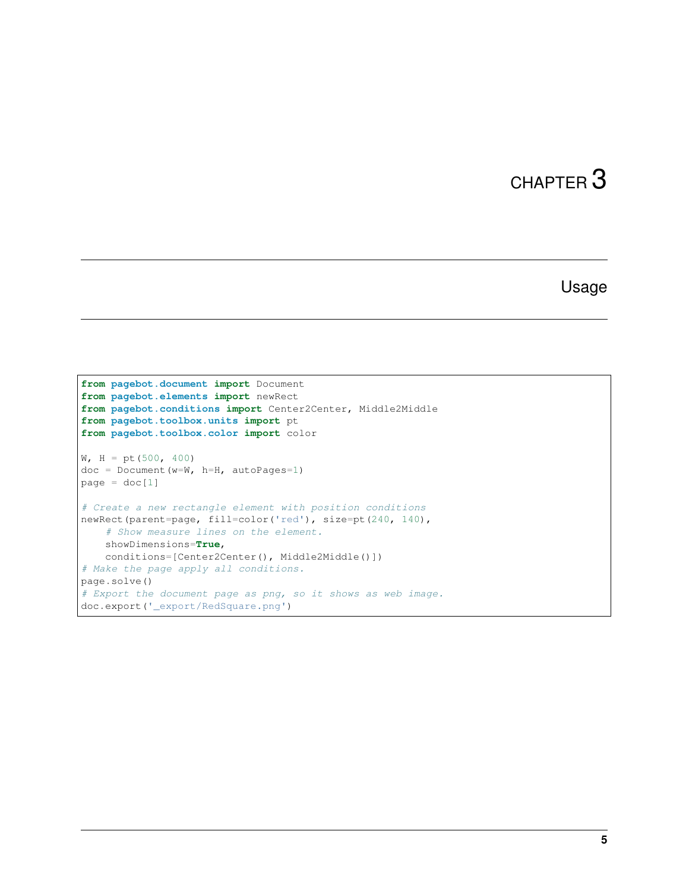# CHAPTER 3

## Usage

```
from pagebot.document import Document
from pagebot.elements import newRect
from pagebot.conditions import Center2Center, Middle2Middle
from pagebot.toolbox.units import pt
from pagebot.toolbox.color import color

W, H = pt(500, 400)
doc = Document(w=W, h=H, autoPages=1)
page = doc[1]

# Create a new rectangle element with position conditions
newRect(parent=page, fill=color('red'), size=pt(240, 140),
    # Show measure lines on the element.
    showDimensions=True,
    conditions=[Center2Center(), Middle2Middle()])
# Make the page apply all conditions.
page.solve()
# Export the document page as png, so it shows as web image.
doc.export('_export/RedSquare.png')
```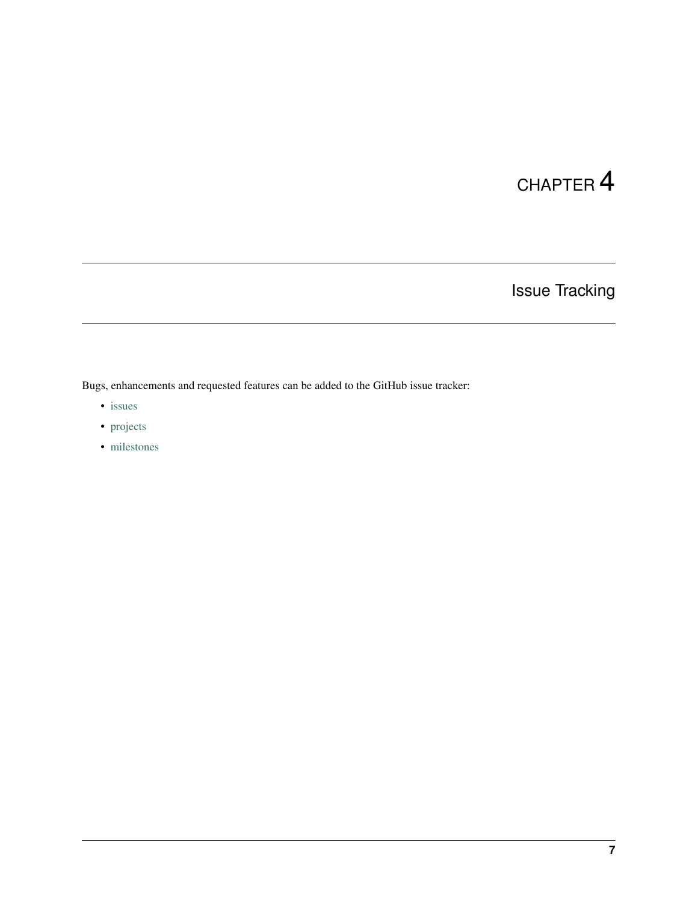# CHAPTER 4

## Issue Tracking

Bugs, enhancements and requested features can be added to the GitHub issue tracker:

- issues
- projects
- milestones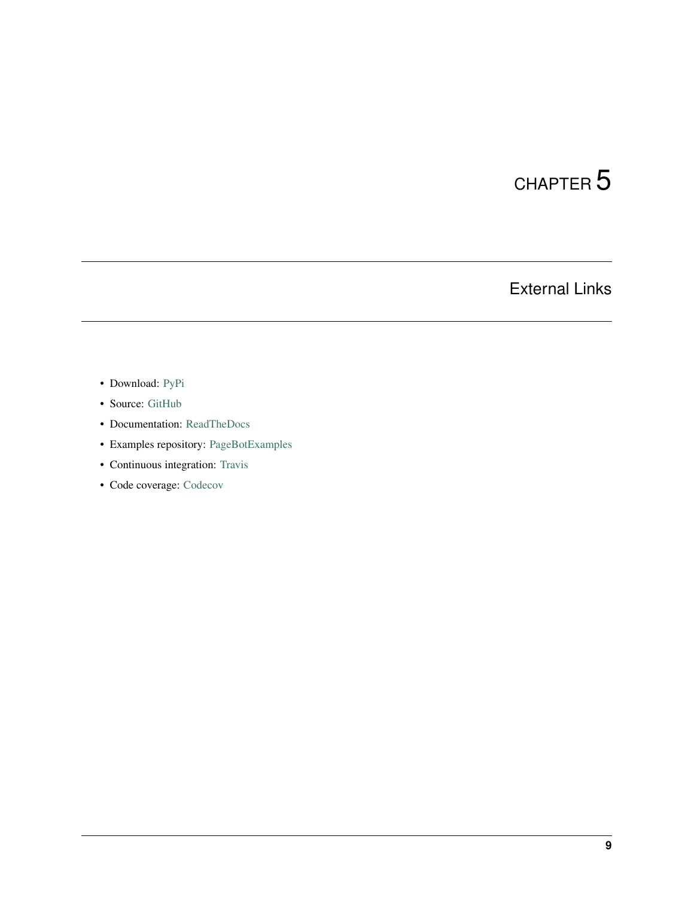# CHAPTER 5

## External Links

- Download: PyPi
- Source: GitHub
- Documentation: ReadTheDocs
- Examples repository: PageBotExamples
- Continuous integration: Travis
- Code coverage: Codecov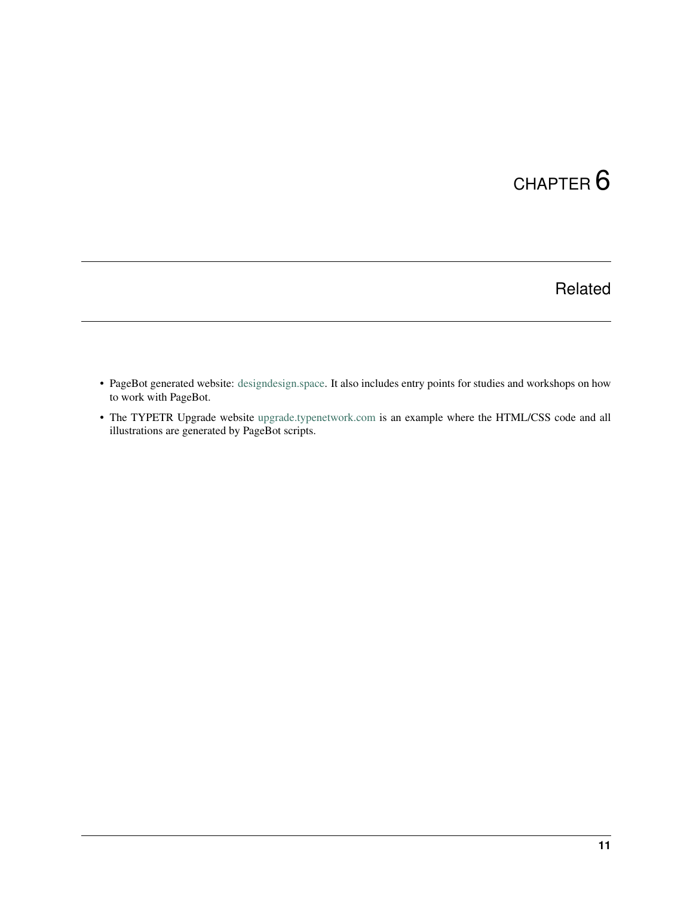# CHAPTER 6

## Related

- PageBot generated website: designdesign.space. It also includes entry points for studies and workshops on how to work with PageBot.
- The TYPETR Upgrade website upgrade.typenetwork.com is an example where the HTML/CSS code and all illustrations are generated by PageBot scripts.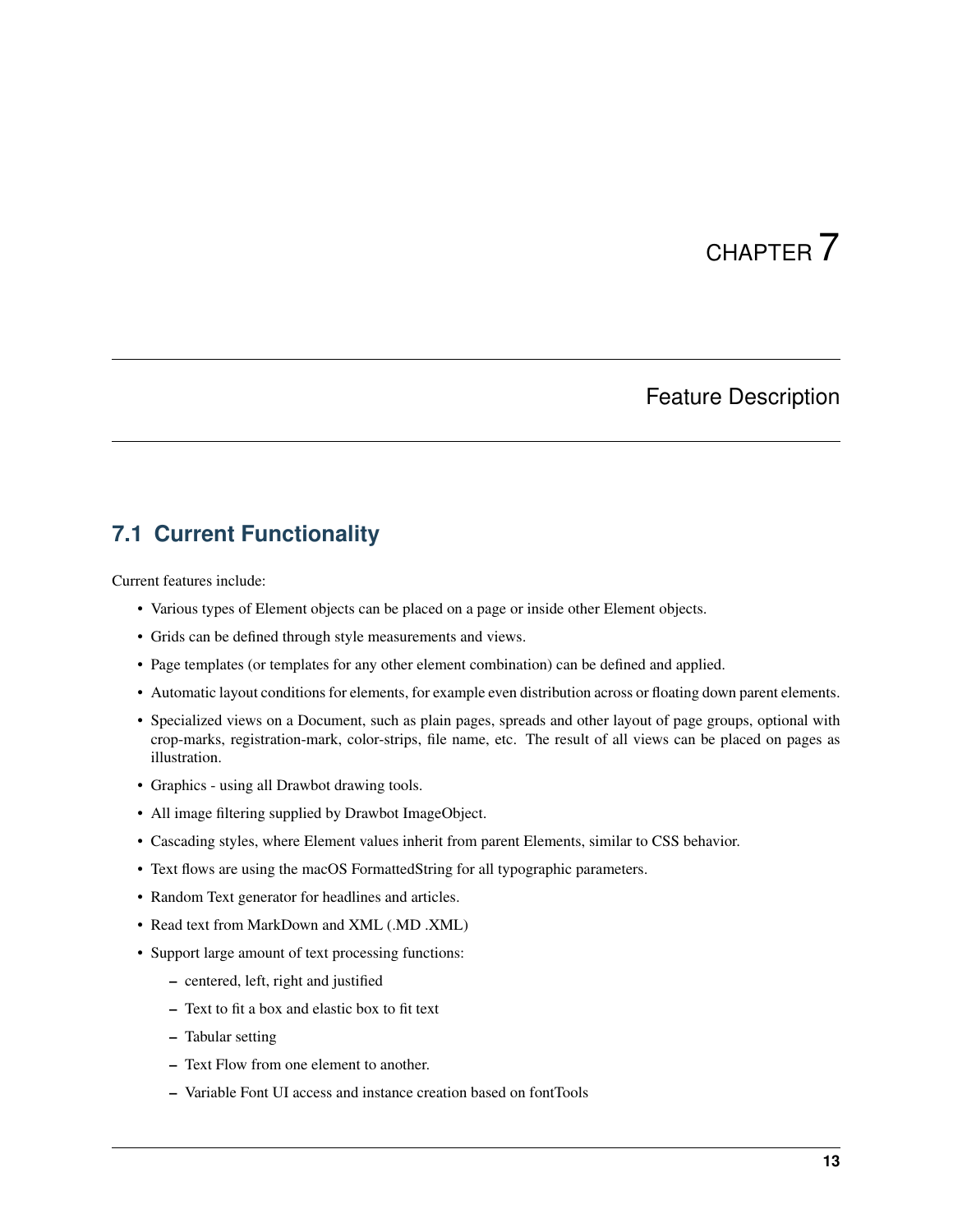# CHAPTER 7

# Feature Description

## 7.1 Current Functionality

Current features include:

- Various types of Element objects can be placed on a page or inside other Element objects.
- Grids can be defined through style measurements and views.
- Page templates (or templates for any other element combination) can be defined and applied.
- Automatic layout conditions for elements, for example even distribution across or floating down parent elements.
- Specialized views on a Document, such as plain pages, spreads and other layout of page groups, optional with crop-marks, registration-mark, color-strips, file name, etc. The result of all views can be placed on pages as illustration.
- Graphics - using all Drawbot drawing tools.
- All image filtering supplied by Drawbot ImageObject.
- Cascading styles, where Element values inherit from parent Elements, similar to CSS behavior.
- Text flows are using the macOS FormattedString for all typographic parameters.
- Random Text generator for headlines and articles.
- Read text from MarkDown and XML (.MD .XML)
- Support large amount of text processing functions:
  - centered, left, right and justified
  - Text to fit a box and elastic box to fit text
  - Tabular setting
  - Text Flow from one element to another.
  - Variable Font UI access and instance creation based on fontTools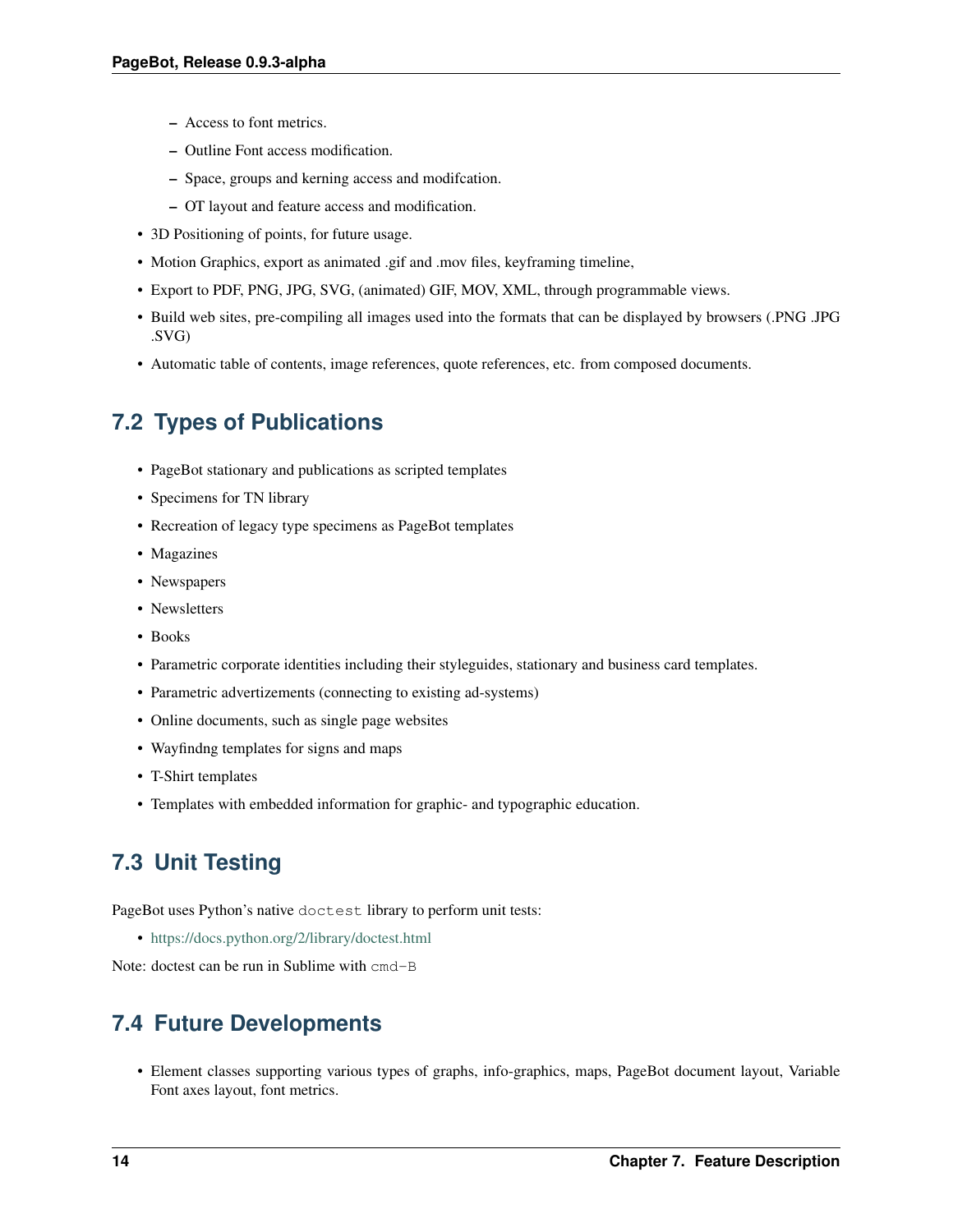- Access to font metrics.
  - Outline Font access modification.
  - Space, groups and kerning access and modifcation.
  - OT layout and feature access and modification.
- 3D Positioning of points, for future usage.
- Motion Graphics, export as animated .gif and .mov files, keyframing timeline,
- Export to PDF, PNG, JPG, SVG, (animated) GIF, MOV, XML, through programmable views.
- Build web sites, pre-compiling all images used into the formats that can be displayed by browsers (.PNG .JPG .SVG)
- Automatic table of contents, image references, quote references, etc. from composed documents.

## 7.2 Types of Publications

- PageBot stationary and publications as scripted templates
- Specimens for TN library
- Recreation of legacy type specimens as PageBot templates
- Magazines
- Newspapers
- Newsletters
- Books
- Parametric corporate identities including their styleguides, stationary and business card templates.
- Parametric advertizements (connecting to existing ad-systems)
- Online documents, such as single page websites
- Wayfindng templates for signs and maps
- T-Shirt templates
- Templates with embedded information for graphic- and typographic education.

## 7.3 Unit Testing

PageBot uses Python's native `doctest` library to perform unit tests:

- https://docs.python.org/2/library/doctest.html

Note: doctest can be run in Sublime with `cmd-B`

## 7.4 Future Developments

- Element classes supporting various types of graphs, info-graphics, maps, PageBot document layout, Variable Font axes layout, font metrics.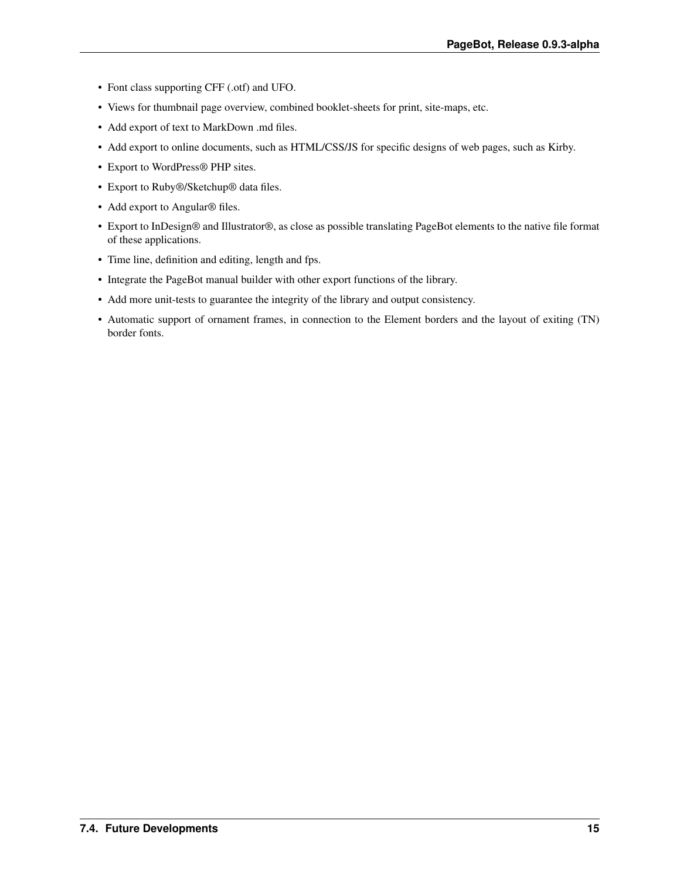- Font class supporting CFF (.otf) and UFO.
- Views for thumbnail page overview, combined booklet-sheets for print, site-maps, etc.
- Add export of text to MarkDown .md files.
- Add export to online documents, such as HTML/CSS/JS for specific designs of web pages, such as Kirby.
- Export to WordPress® PHP sites.
- Export to Ruby®/Sketchup® data files.
- Add export to Angular® files.
- Export to InDesign® and Illustrator®, as close as possible translating PageBot elements to the native file format of these applications.
- Time line, definition and editing, length and fps.
- Integrate the PageBot manual builder with other export functions of the library.
- Add more unit-tests to guarantee the integrity of the library and output consistency.
- Automatic support of ornament frames, in connection to the Element borders and the layout of exiting (TN) border fonts.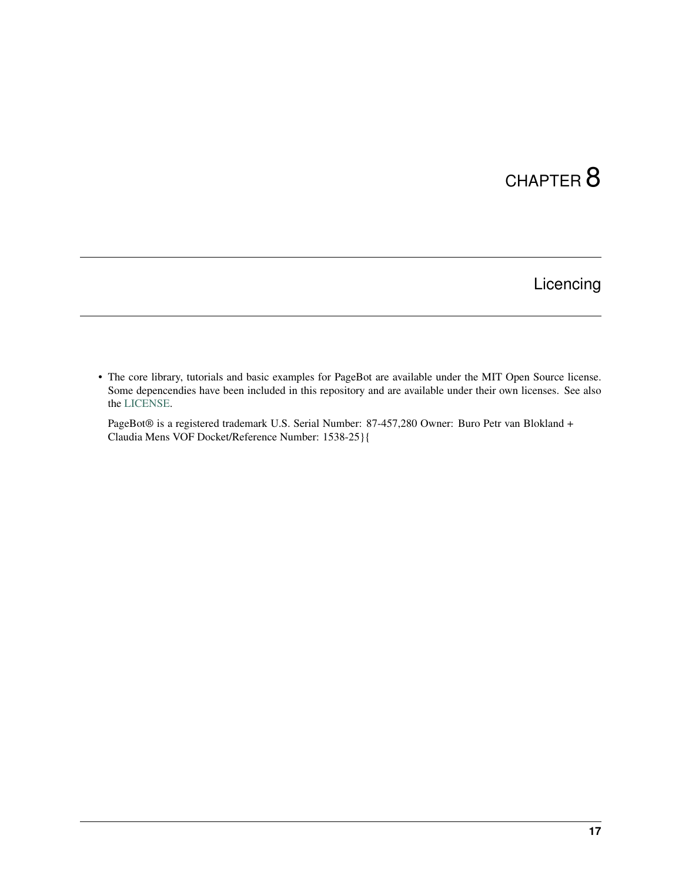# CHAPTER 8

## Licencing

- The core library, tutorials and basic examples for PageBot are available under the MIT Open Source license. Some depencendies have been included in this repository and are available under their own licenses. See also the LICENSE.

  PageBot® is a registered trademark U.S. Serial Number: 87-457,280 Owner: Buro Petr van Blokland + Claudia Mens VOF Docket/Reference Number: 1538-25}{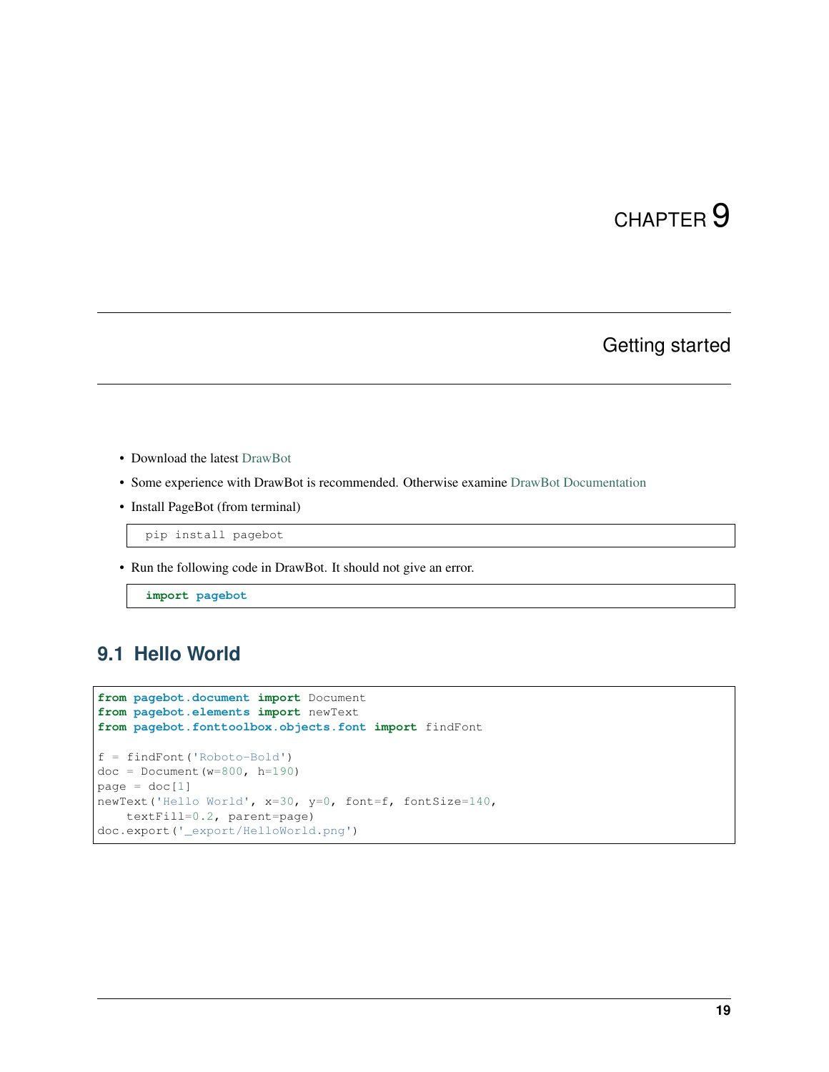# CHAPTER 9

# Getting started

- Download the latest DrawBot
- Some experience with DrawBot is recommended. Otherwise examine DrawBot Documentation
- Install PageBot (from terminal)

```
pip install pagebot
```

- Run the following code in DrawBot. It should not give an error.

```
import pagebot
```

## 9.1 Hello World

```
from pagebot.document import Document
from pagebot.elements import newText
from pagebot.fonttoolbox.objects.font import findFont

f = findFont('Roboto-Bold')
doc = Document(w=800, h=190)
page = doc[1]
newText('Hello World', x=30, y=0, font=f, fontSize=140,
    textFill=0.2, parent=page)
doc.export('_export/HelloWorld.png')
```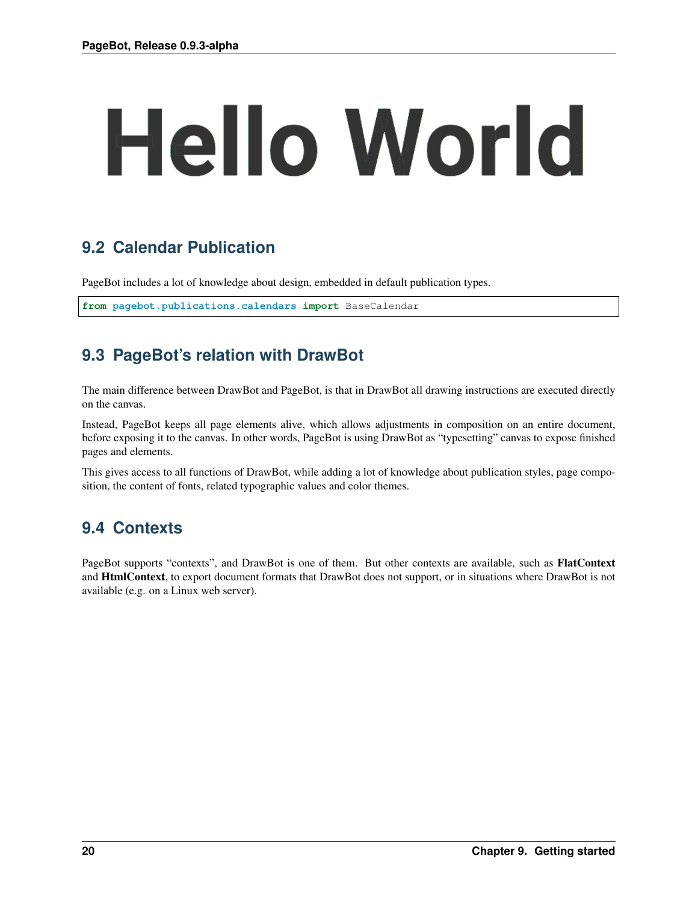Hello World

## 9.2 Calendar Publication

PageBot includes a lot of knowledge about design, embedded in default publication types.

```
from pagebot.publications.calendars import BaseCalendar
```

## 9.3 PageBot's relation with DrawBot

The main difference between DrawBot and PageBot, is that in DrawBot all drawing instructions are executed directly on the canvas.

Instead, PageBot keeps all page elements alive, which allows adjustments in composition on an entire document, before exposing it to the canvas. In other words, PageBot is using DrawBot as "typesetting" canvas to expose finished pages and elements.

This gives access to all functions of DrawBot, while adding a lot of knowledge about publication styles, page composition, the content of fonts, related typographic values and color themes.

## 9.4 Contexts

PageBot supports "contexts", and DrawBot is one of them. But other contexts are available, such as **FlatContext** and **HtmlContext**, to export document formats that DrawBot does not support, or in situations where DrawBot is not available (e.g. on a Linux web server).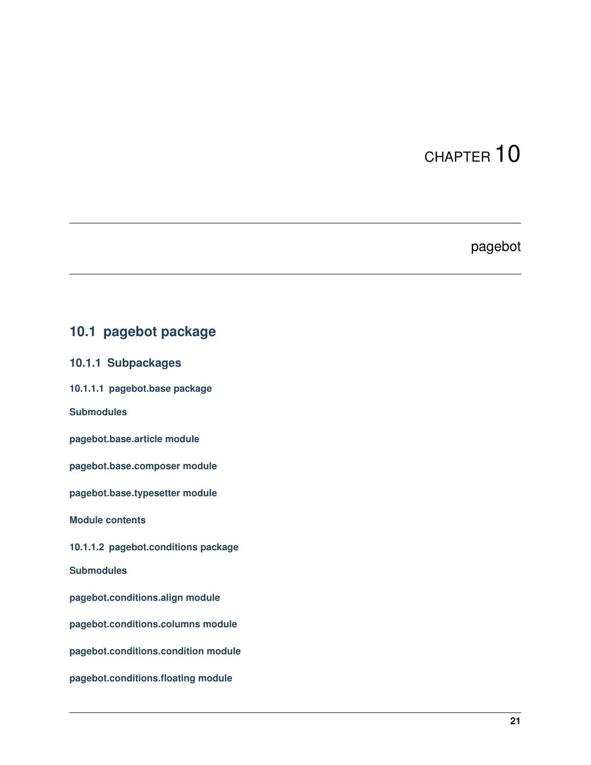# CHAPTER 10

# pagebot

## 10.1 pagebot package

### 10.1.1 Subpackages

#### 10.1.1.1 pagebot.base package

**Submodules**

**pagebot.base.article module**

**pagebot.base.composer module**

**pagebot.base.typesetter module**

**Module contents**

#### 10.1.1.2 pagebot.conditions package

**Submodules**

**pagebot.conditions.align module**

**pagebot.conditions.columns module**

**pagebot.conditions.condition module**

**pagebot.conditions.floating module**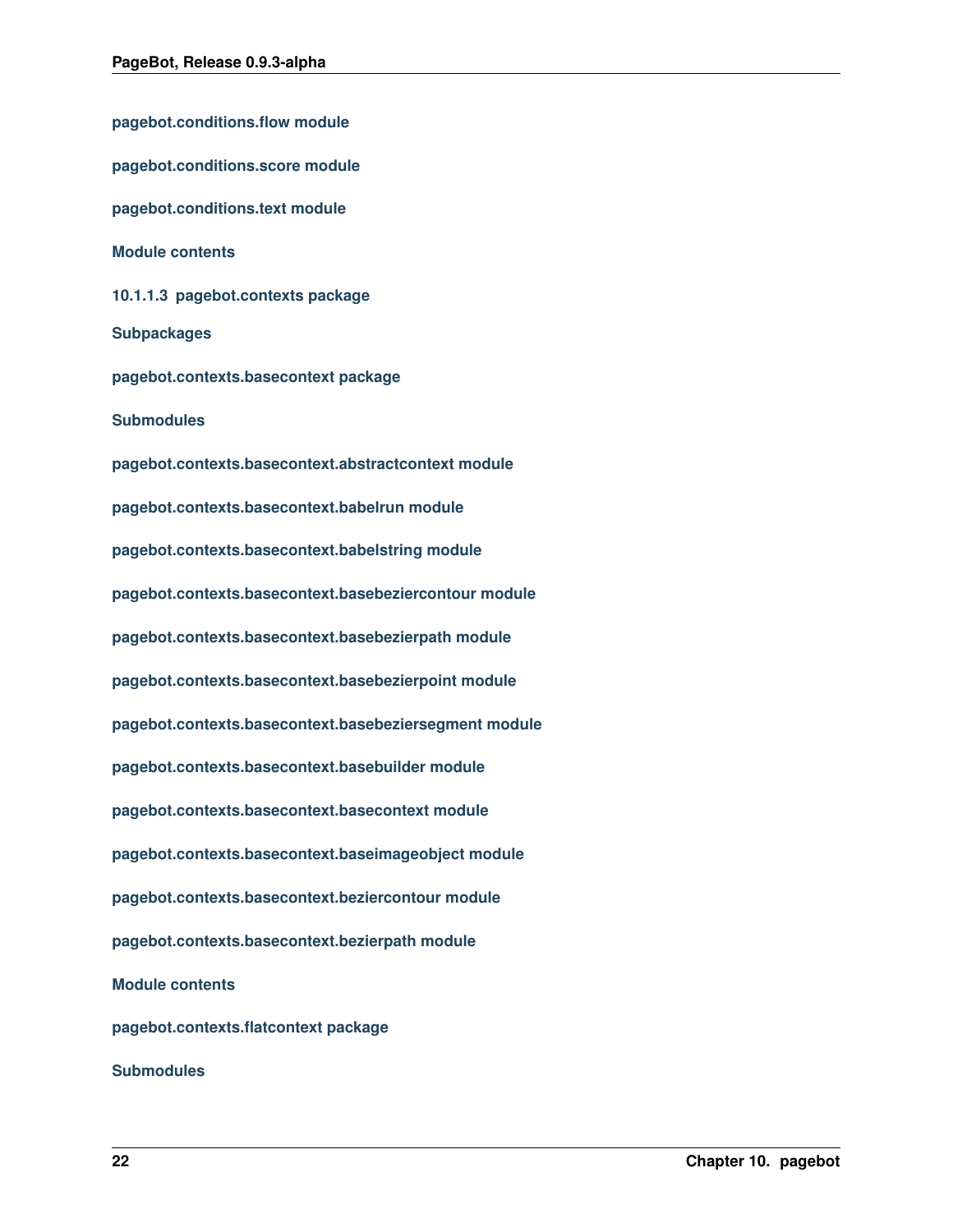#### pagebot.conditions.flow module

#### pagebot.conditions.score module

#### pagebot.conditions.text module

#### Module contents

### 10.1.1.3 pagebot.contexts package

#### Subpackages

#### pagebot.contexts.basecontext package

#### Submodules

#### pagebot.contexts.basecontext.abstractcontext module

#### pagebot.contexts.basecontext.babelrun module

#### pagebot.contexts.basecontext.babelstring module

#### pagebot.contexts.basecontext.basebeziercontour module

#### pagebot.contexts.basecontext.basebezierpath module

#### pagebot.contexts.basecontext.basebezierpoint module

#### pagebot.contexts.basecontext.basebeziersegment module

#### pagebot.contexts.basecontext.basebuilder module

#### pagebot.contexts.basecontext.basecontext module

#### pagebot.contexts.basecontext.baseimageobject module

#### pagebot.contexts.basecontext.beziercontour module

#### pagebot.contexts.basecontext.bezierpath module

#### Module contents

#### pagebot.contexts.flatcontext package

#### Submodules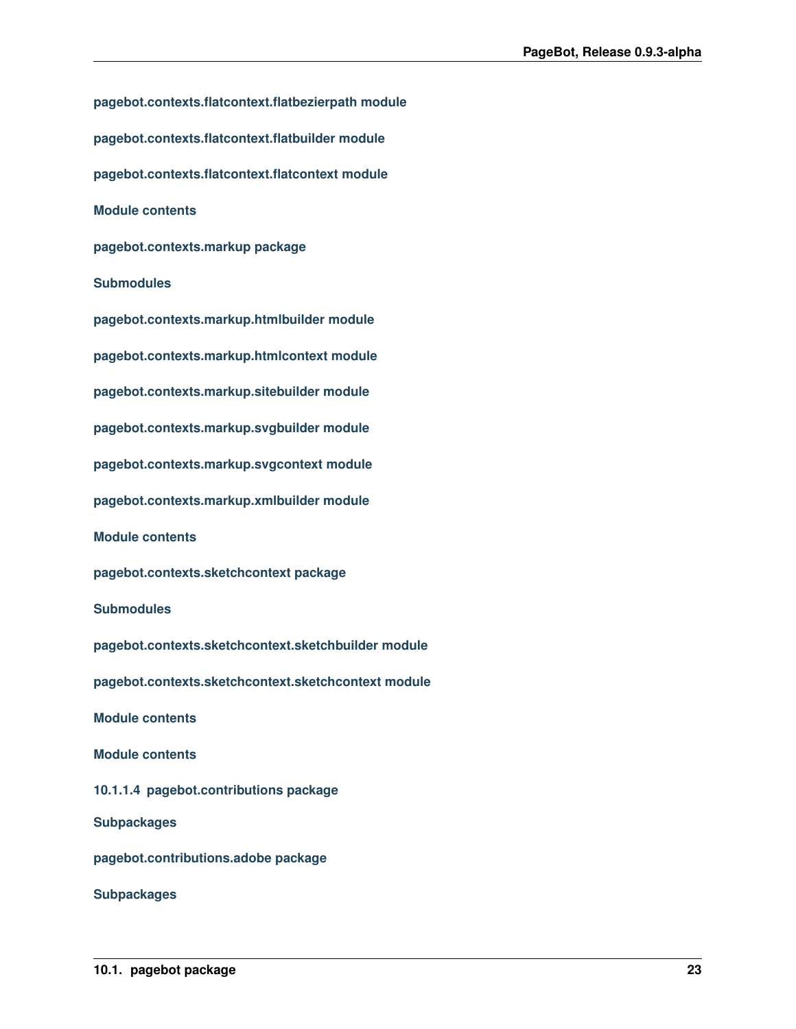#### pagebot.contexts.flatcontext.flatbezierpath module

#### pagebot.contexts.flatcontext.flatbuilder module

#### pagebot.contexts.flatcontext.flatcontext module

#### Module contents

#### pagebot.contexts.markup package

#### Submodules

#### pagebot.contexts.markup.htmlbuilder module

#### pagebot.contexts.markup.htmlcontext module

#### pagebot.contexts.markup.sitebuilder module

#### pagebot.contexts.markup.svgbuilder module

#### pagebot.contexts.markup.svgcontext module

#### pagebot.contexts.markup.xmlbuilder module

#### Module contents

#### pagebot.contexts.sketchcontext package

#### Submodules

#### pagebot.contexts.sketchcontext.sketchbuilder module

#### pagebot.contexts.sketchcontext.sketchcontext module

#### Module contents

#### Module contents

#### 10.1.1.4 pagebot.contributions package

#### Subpackages

#### pagebot.contributions.adobe package

#### Subpackages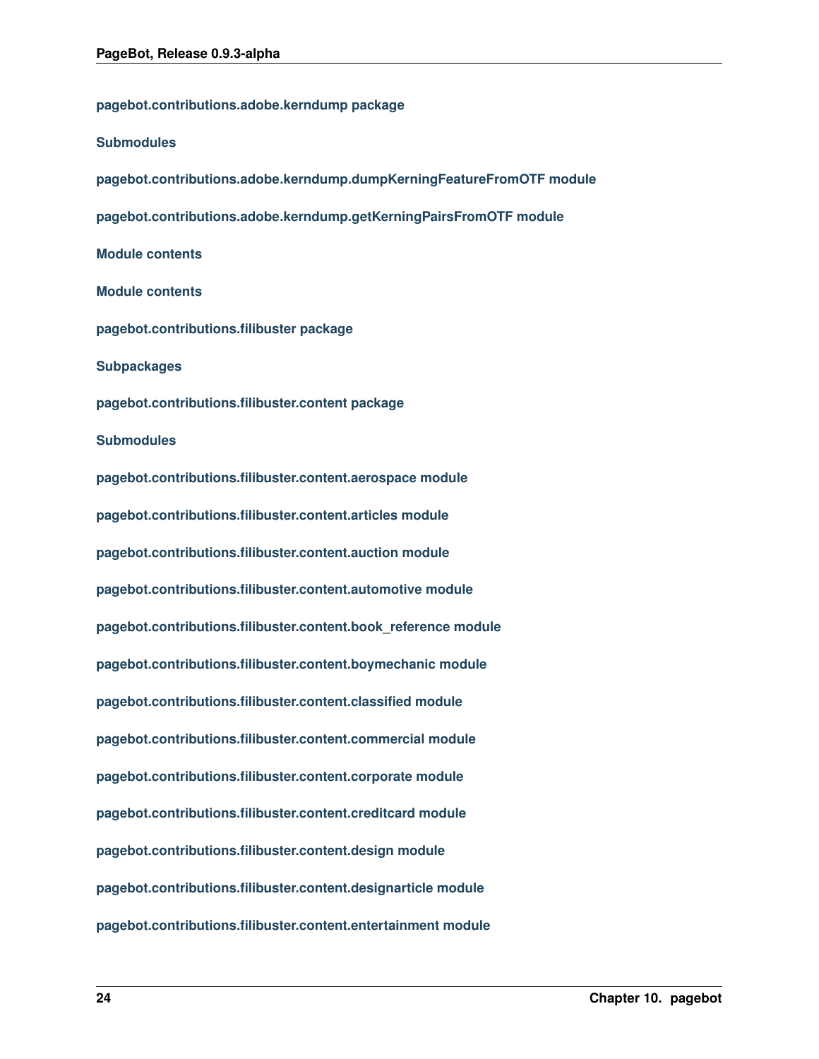#### pagebot.contributions.adobe.kerndump package

##### Submodules

##### pagebot.contributions.adobe.kerndump.dumpKerningFeatureFromOTF module

##### pagebot.contributions.adobe.kerndump.getKerningPairsFromOTF module

##### Module contents

#### Module contents

#### pagebot.contributions.filibuster package

##### Subpackages

##### pagebot.contributions.filibuster.content package

##### Submodules

##### pagebot.contributions.filibuster.content.aerospace module

##### pagebot.contributions.filibuster.content.articles module

##### pagebot.contributions.filibuster.content.auction module

##### pagebot.contributions.filibuster.content.automotive module

##### pagebot.contributions.filibuster.content.book_reference module

##### pagebot.contributions.filibuster.content.boymechanic module

##### pagebot.contributions.filibuster.content.classified module

##### pagebot.contributions.filibuster.content.commercial module

##### pagebot.contributions.filibuster.content.corporate module

##### pagebot.contributions.filibuster.content.creditcard module

##### pagebot.contributions.filibuster.content.design module

##### pagebot.contributions.filibuster.content.designarticle module

##### pagebot.contributions.filibuster.content.entertainment module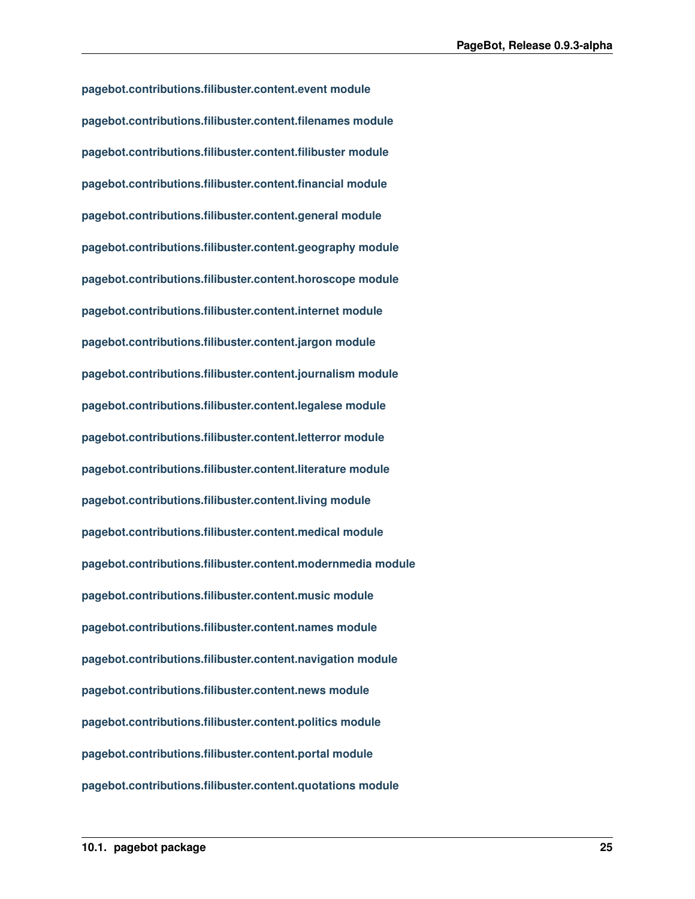#### pagebot.contributions.filibuster.content.event module

#### pagebot.contributions.filibuster.content.filenames module

#### pagebot.contributions.filibuster.content.filibuster module

#### pagebot.contributions.filibuster.content.financial module

#### pagebot.contributions.filibuster.content.general module

#### pagebot.contributions.filibuster.content.geography module

#### pagebot.contributions.filibuster.content.horoscope module

#### pagebot.contributions.filibuster.content.internet module

#### pagebot.contributions.filibuster.content.jargon module

#### pagebot.contributions.filibuster.content.journalism module

#### pagebot.contributions.filibuster.content.legalese module

#### pagebot.contributions.filibuster.content.letterror module

#### pagebot.contributions.filibuster.content.literature module

#### pagebot.contributions.filibuster.content.living module

#### pagebot.contributions.filibuster.content.medical module

#### pagebot.contributions.filibuster.content.modernmedia module

#### pagebot.contributions.filibuster.content.music module

#### pagebot.contributions.filibuster.content.names module

#### pagebot.contributions.filibuster.content.navigation module

#### pagebot.contributions.filibuster.content.news module

#### pagebot.contributions.filibuster.content.politics module

#### pagebot.contributions.filibuster.content.portal module

#### pagebot.contributions.filibuster.content.quotations module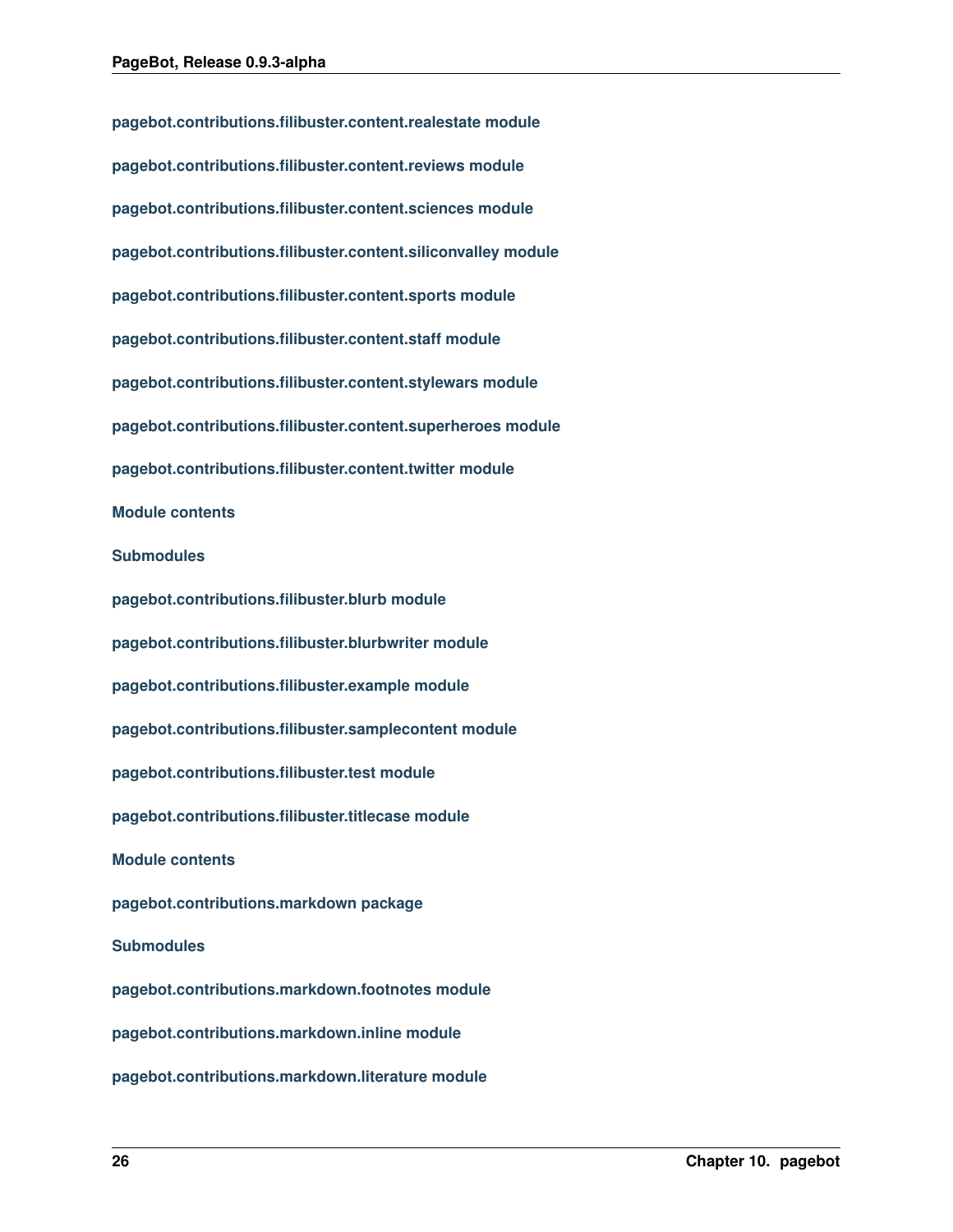#### pagebot.contributions.filibuster.content.realestate module

#### pagebot.contributions.filibuster.content.reviews module

#### pagebot.contributions.filibuster.content.sciences module

#### pagebot.contributions.filibuster.content.siliconvalley module

#### pagebot.contributions.filibuster.content.sports module

#### pagebot.contributions.filibuster.content.staff module

#### pagebot.contributions.filibuster.content.stylewars module

#### pagebot.contributions.filibuster.content.superheroes module

#### pagebot.contributions.filibuster.content.twitter module

#### Module contents

### Submodules

### pagebot.contributions.filibuster.blurb module

### pagebot.contributions.filibuster.blurbwriter module

### pagebot.contributions.filibuster.example module

### pagebot.contributions.filibuster.samplecontent module

### pagebot.contributions.filibuster.test module

### pagebot.contributions.filibuster.titlecase module

### Module contents

## pagebot.contributions.markdown package

### Submodules

### pagebot.contributions.markdown.footnotes module

### pagebot.contributions.markdown.inline module

### pagebot.contributions.markdown.literature module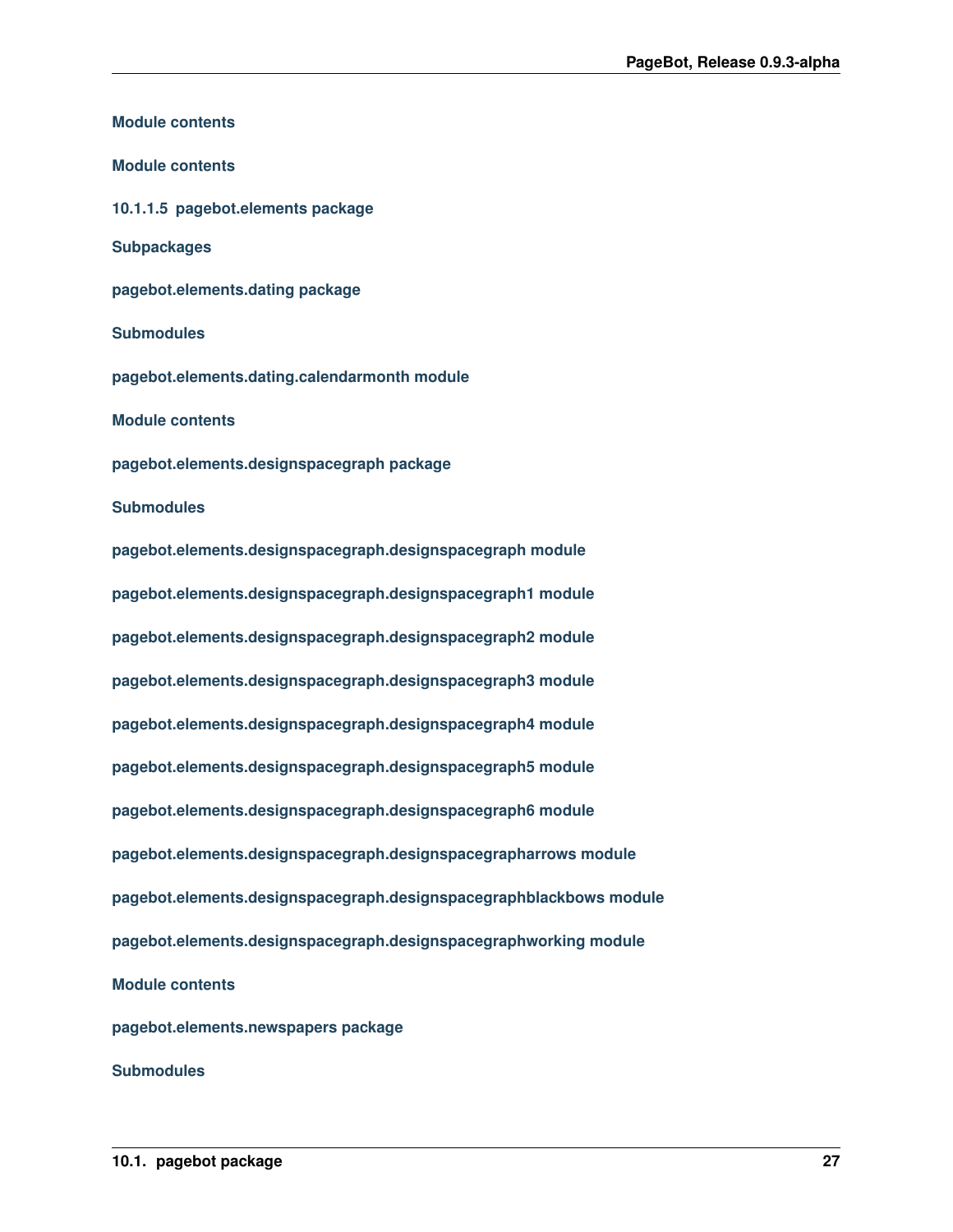#### Module contents

#### Module contents

### 10.1.1.5 pagebot.elements package

#### Subpackages

##### pagebot.elements.dating package

###### Submodules

###### pagebot.elements.dating.calendarmonth module

###### Module contents

##### pagebot.elements.designspacegraph package

###### Submodules

###### pagebot.elements.designspacegraph.designspacegraph module

###### pagebot.elements.designspacegraph.designspacegraph1 module

###### pagebot.elements.designspacegraph.designspacegraph2 module

###### pagebot.elements.designspacegraph.designspacegraph3 module

###### pagebot.elements.designspacegraph.designspacegraph4 module

###### pagebot.elements.designspacegraph.designspacegraph5 module

###### pagebot.elements.designspacegraph.designspacegraph6 module

###### pagebot.elements.designspacegraph.designspacegrapharrows module

###### pagebot.elements.designspacegraph.designspacegraphblackbows module

###### pagebot.elements.designspacegraph.designspacegraphworking module

###### Module contents

##### pagebot.elements.newspapers package

###### Submodules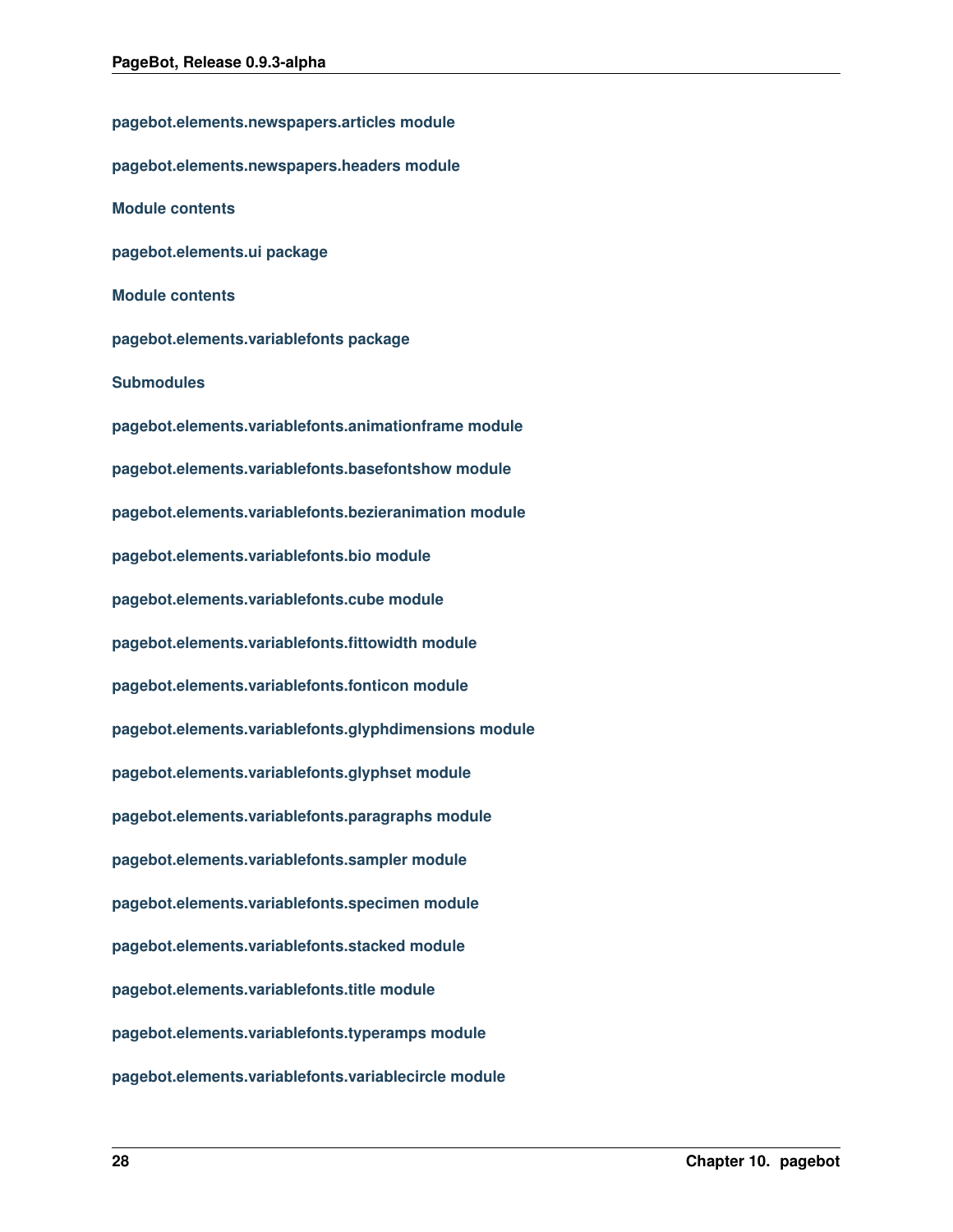#### pagebot.elements.newspapers.articles module

#### pagebot.elements.newspapers.headers module

#### Module contents

### pagebot.elements.ui package

#### Module contents

### pagebot.elements.variablefonts package

#### Submodules

#### pagebot.elements.variablefonts.animationframe module

#### pagebot.elements.variablefonts.basefontshow module

#### pagebot.elements.variablefonts.bezieranimation module

#### pagebot.elements.variablefonts.bio module

#### pagebot.elements.variablefonts.cube module

#### pagebot.elements.variablefonts.fittowidth module

#### pagebot.elements.variablefonts.fonticon module

#### pagebot.elements.variablefonts.glyphdimensions module

#### pagebot.elements.variablefonts.glyphset module

#### pagebot.elements.variablefonts.paragraphs module

#### pagebot.elements.variablefonts.sampler module

#### pagebot.elements.variablefonts.specimen module

#### pagebot.elements.variablefonts.stacked module

#### pagebot.elements.variablefonts.title module

#### pagebot.elements.variablefonts.typeramps module

#### pagebot.elements.variablefonts.variablecircle module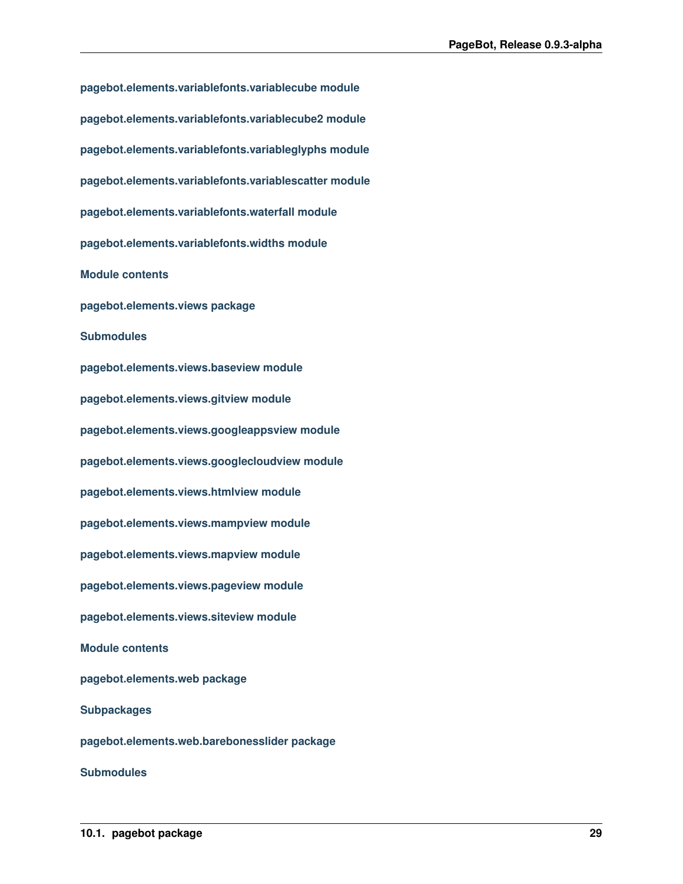#### pagebot.elements.variablefonts.variablecube module

#### pagebot.elements.variablefonts.variablecube2 module

#### pagebot.elements.variablefonts.variableglyphs module

#### pagebot.elements.variablefonts.variablescatter module

#### pagebot.elements.variablefonts.waterfall module

#### pagebot.elements.variablefonts.widths module

#### Module contents

### pagebot.elements.views package

#### Submodules

#### pagebot.elements.views.baseview module

#### pagebot.elements.views.gitview module

#### pagebot.elements.views.googleappsview module

#### pagebot.elements.views.googlecloudview module

#### pagebot.elements.views.htmlview module

#### pagebot.elements.views.mampview module

#### pagebot.elements.views.mapview module

#### pagebot.elements.views.pageview module

#### pagebot.elements.views.siteview module

#### Module contents

### pagebot.elements.web package

#### Subpackages

##### pagebot.elements.web.barebonesslider package

##### Submodules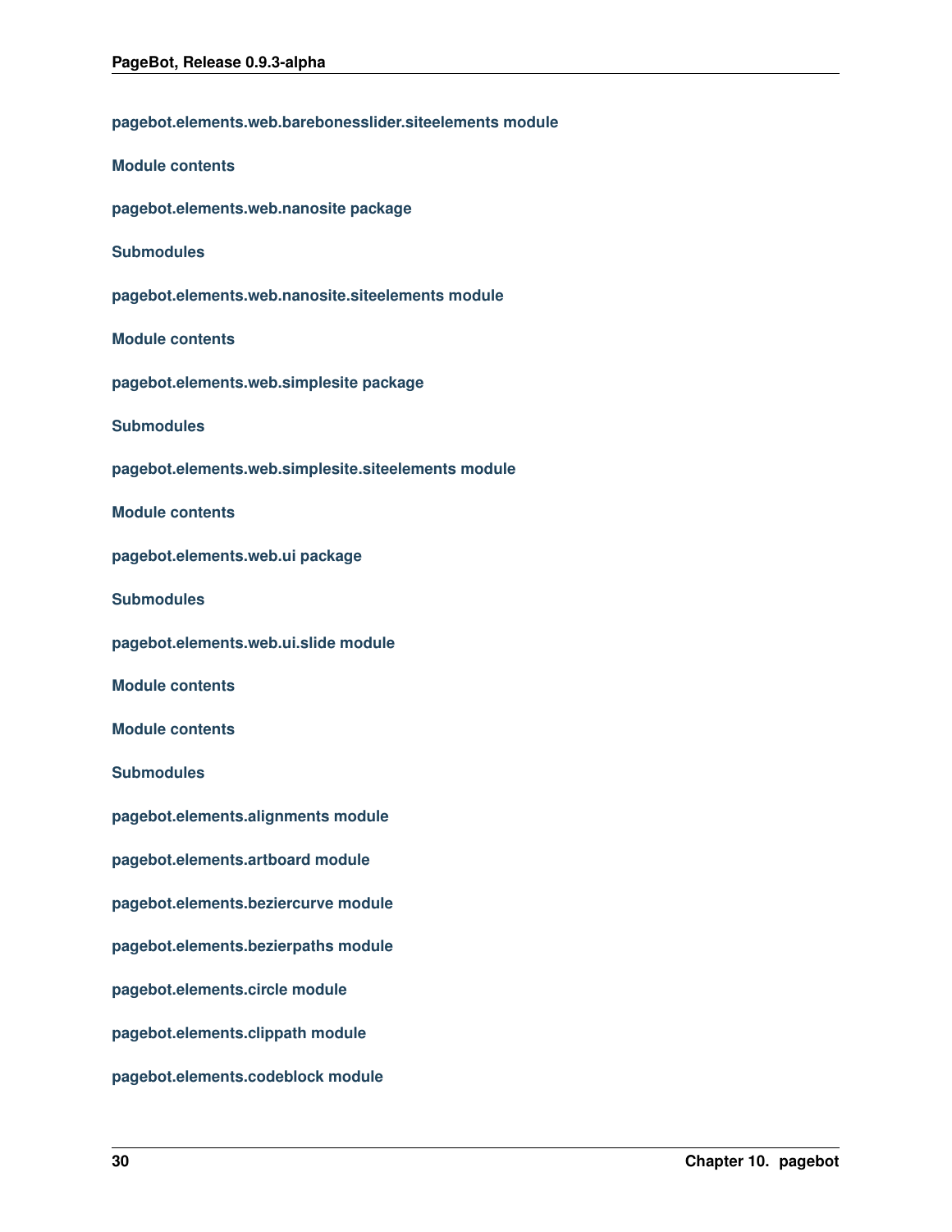#### pagebot.elements.web.barebonesslider.siteelements module

#### Module contents

### pagebot.elements.web.nanosite package

#### Submodules

#### pagebot.elements.web.nanosite.siteelements module

#### Module contents

### pagebot.elements.web.simplesite package

#### Submodules

#### pagebot.elements.web.simplesite.siteelements module

#### Module contents

### pagebot.elements.web.ui package

#### Submodules

#### pagebot.elements.web.ui.slide module

#### Module contents

#### Module contents

#### Submodules

#### pagebot.elements.alignments module

#### pagebot.elements.artboard module

#### pagebot.elements.beziercurve module

#### pagebot.elements.bezierpaths module

#### pagebot.elements.circle module

#### pagebot.elements.clippath module

#### pagebot.elements.codeblock module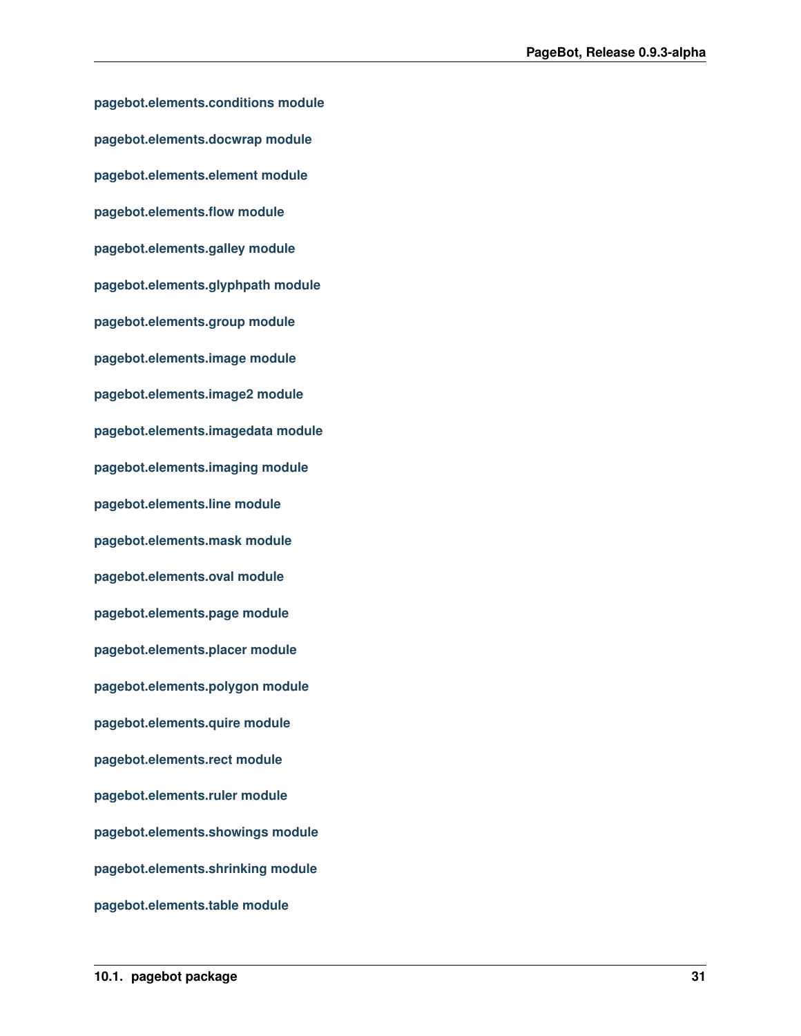#### pagebot.elements.conditions module

#### pagebot.elements.docwrap module

#### pagebot.elements.element module

#### pagebot.elements.flow module

#### pagebot.elements.galley module

#### pagebot.elements.glyphpath module

#### pagebot.elements.group module

#### pagebot.elements.image module

#### pagebot.elements.image2 module

#### pagebot.elements.imagedata module

#### pagebot.elements.imaging module

#### pagebot.elements.line module

#### pagebot.elements.mask module

#### pagebot.elements.oval module

#### pagebot.elements.page module

#### pagebot.elements.placer module

#### pagebot.elements.polygon module

#### pagebot.elements.quire module

#### pagebot.elements.rect module

#### pagebot.elements.ruler module

#### pagebot.elements.showings module

#### pagebot.elements.shrinking module

#### pagebot.elements.table module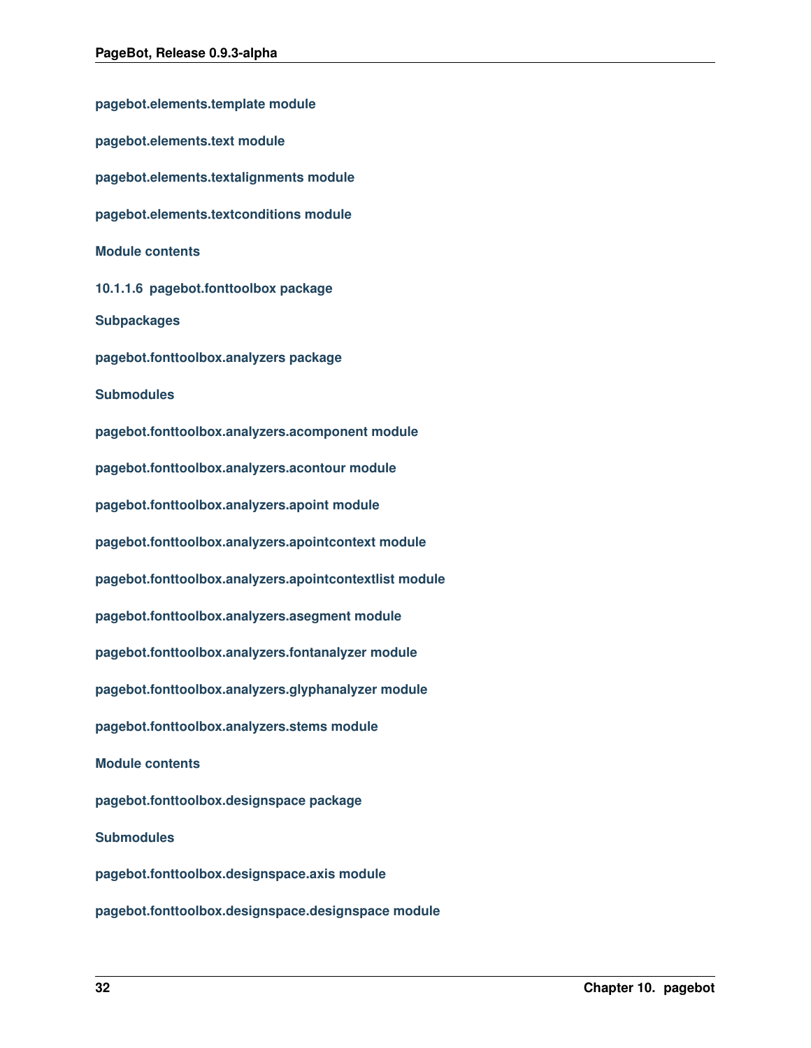#### pagebot.elements.template module

#### pagebot.elements.text module

#### pagebot.elements.textalignments module

#### pagebot.elements.textconditions module

#### Module contents

### 10.1.1.6 pagebot.fonttoolbox package

#### Subpackages

#### pagebot.fonttoolbox.analyzers package

#### Submodules

#### pagebot.fonttoolbox.analyzers.acomponent module

#### pagebot.fonttoolbox.analyzers.acontour module

#### pagebot.fonttoolbox.analyzers.apoint module

#### pagebot.fonttoolbox.analyzers.apointcontext module

#### pagebot.fonttoolbox.analyzers.apointcontextlist module

#### pagebot.fonttoolbox.analyzers.asegment module

#### pagebot.fonttoolbox.analyzers.fontanalyzer module

#### pagebot.fonttoolbox.analyzers.glyphanalyzer module

#### pagebot.fonttoolbox.analyzers.stems module

#### Module contents

#### pagebot.fonttoolbox.designspace package

#### Submodules

#### pagebot.fonttoolbox.designspace.axis module

#### pagebot.fonttoolbox.designspace.designspace module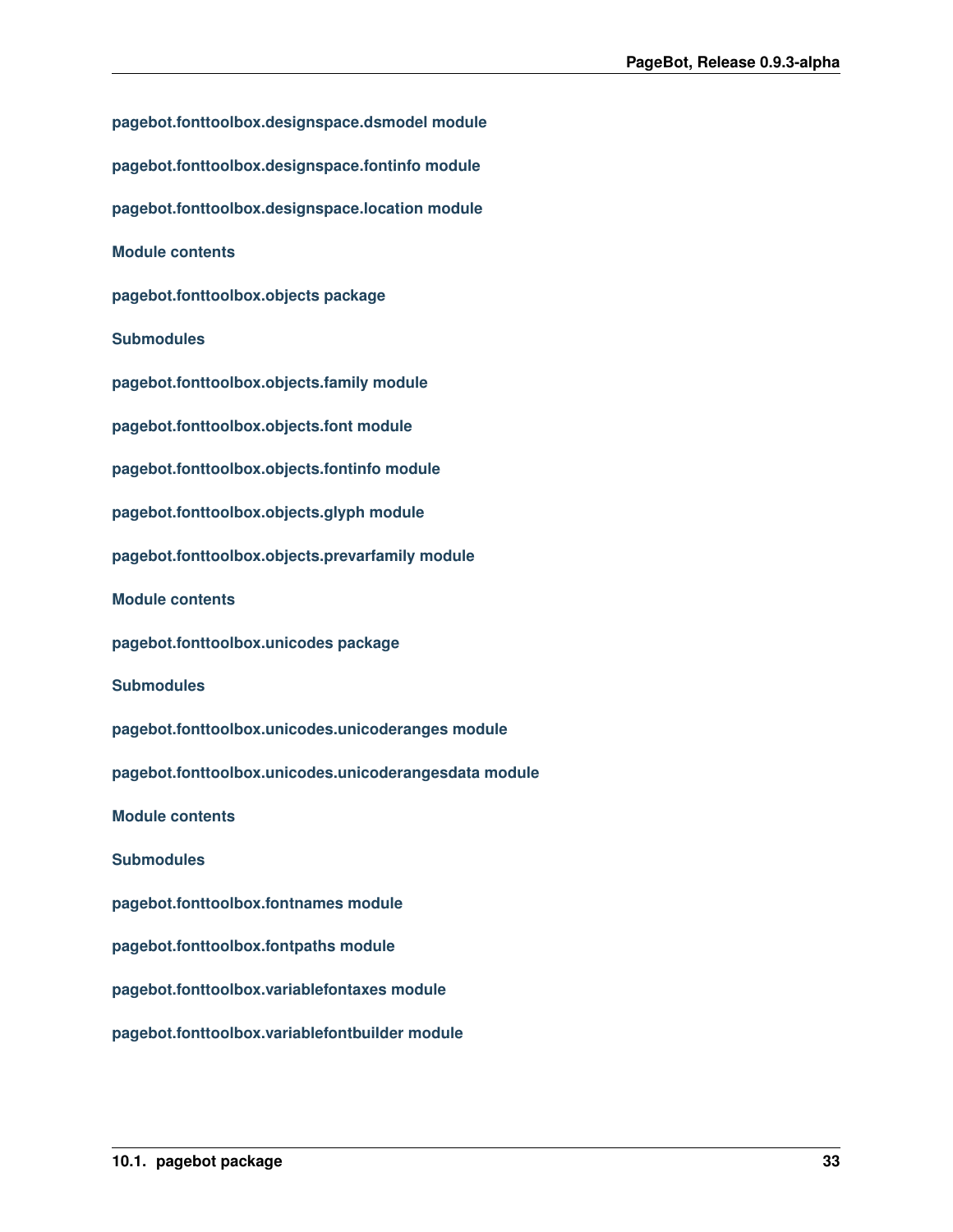#### pagebot.fonttoolbox.designspace.dsmodel module

#### pagebot.fonttoolbox.designspace.fontinfo module

#### pagebot.fonttoolbox.designspace.location module

#### Module contents

### pagebot.fonttoolbox.objects package

#### Submodules

#### pagebot.fonttoolbox.objects.family module

#### pagebot.fonttoolbox.objects.font module

#### pagebot.fonttoolbox.objects.fontinfo module

#### pagebot.fonttoolbox.objects.glyph module

#### pagebot.fonttoolbox.objects.prevarfamily module

#### Module contents

### pagebot.fonttoolbox.unicodes package

#### Submodules

#### pagebot.fonttoolbox.unicodes.unicoderanges module

#### pagebot.fonttoolbox.unicodes.unicoderangesdata module

#### Module contents

### Submodules

#### pagebot.fonttoolbox.fontnames module

#### pagebot.fonttoolbox.fontpaths module

#### pagebot.fonttoolbox.variablefontaxes module

#### pagebot.fonttoolbox.variablefontbuilder module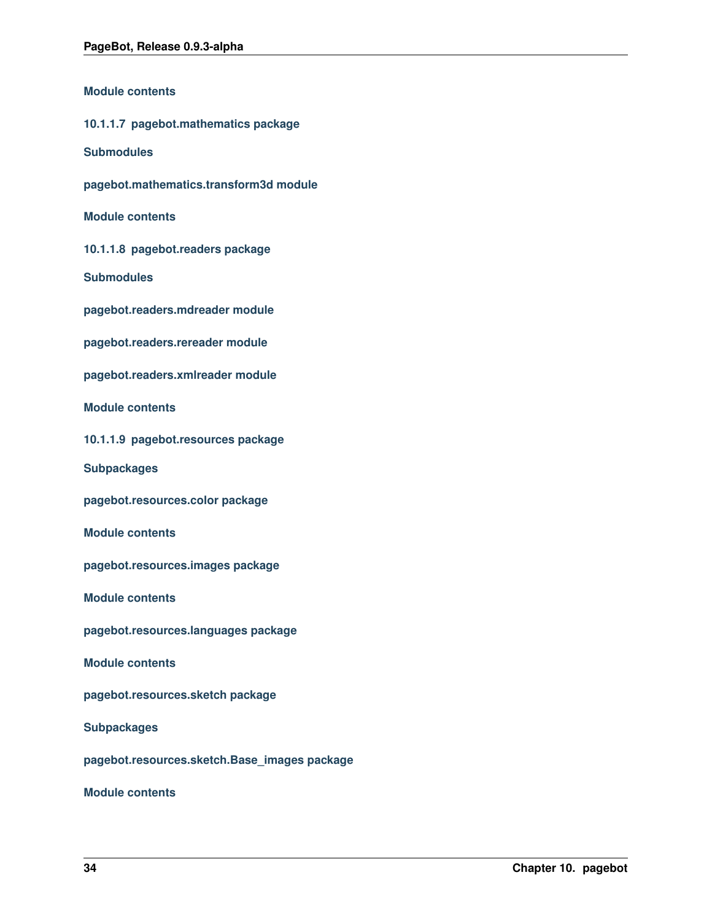#### Module contents

#### 10.1.1.7 pagebot.mathematics package

##### Submodules

##### pagebot.mathematics.transform3d module

##### Module contents

#### 10.1.1.8 pagebot.readers package

##### Submodules

##### pagebot.readers.mdreader module

##### pagebot.readers.rereader module

##### pagebot.readers.xmlreader module

##### Module contents

#### 10.1.1.9 pagebot.resources package

##### Subpackages

##### pagebot.resources.color package

##### Module contents

##### pagebot.resources.images package

##### Module contents

##### pagebot.resources.languages package

##### Module contents

##### pagebot.resources.sketch package

##### Subpackages

##### pagebot.resources.sketch.Base_images package

##### Module contents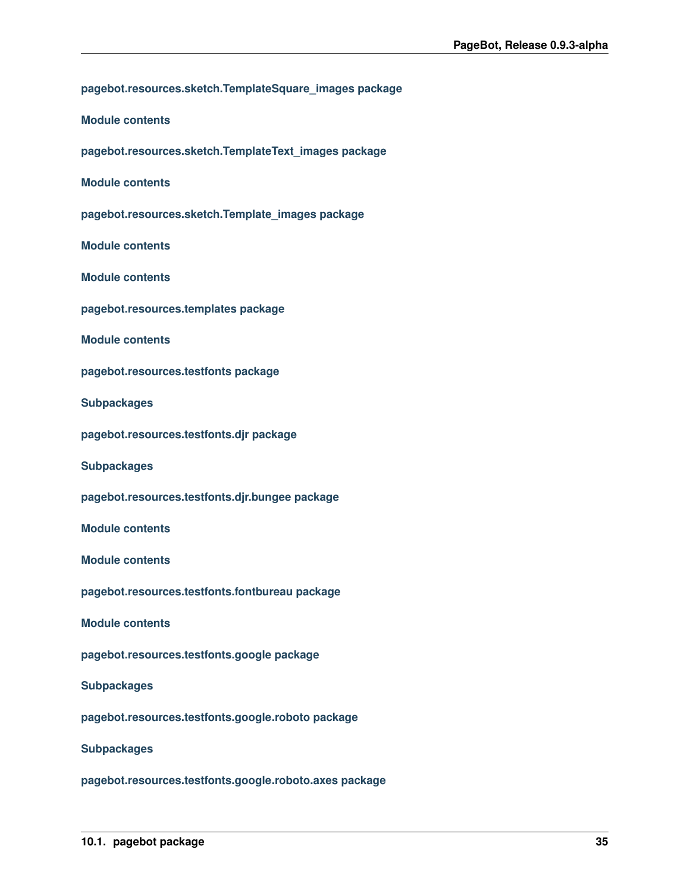#### pagebot.resources.sketch.TemplateSquare_images package

##### Module contents

#### pagebot.resources.sketch.TemplateText_images package

##### Module contents

#### pagebot.resources.sketch.Template_images package

##### Module contents

##### Module contents

#### pagebot.resources.templates package

##### Module contents

#### pagebot.resources.testfonts package

##### Subpackages

#### pagebot.resources.testfonts.djr package

##### Subpackages

#### pagebot.resources.testfonts.djr.bungee package

##### Module contents

##### Module contents

#### pagebot.resources.testfonts.fontbureau package

##### Module contents

#### pagebot.resources.testfonts.google package

##### Subpackages

#### pagebot.resources.testfonts.google.roboto package

##### Subpackages

#### pagebot.resources.testfonts.google.roboto.axes package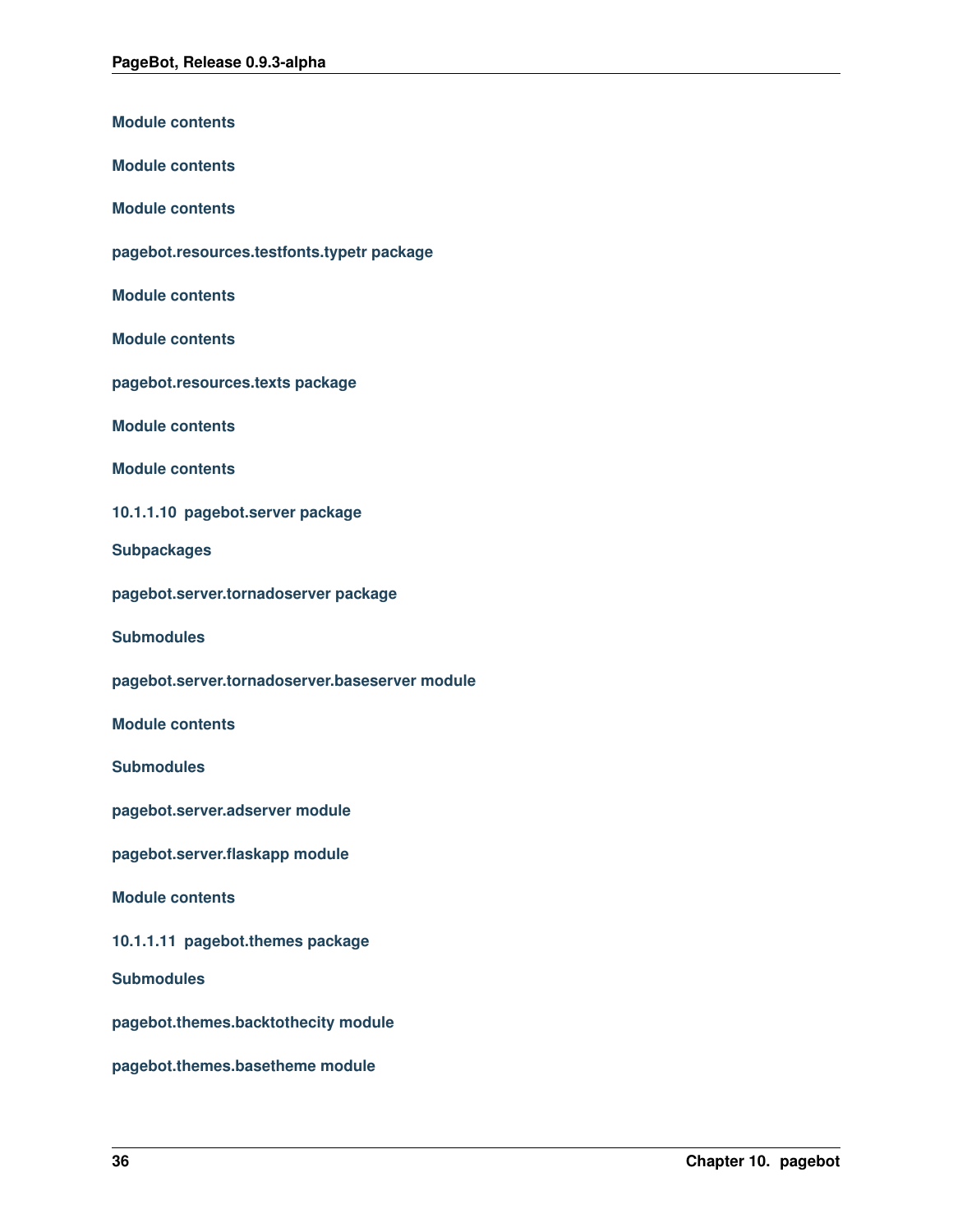##### Module contents

##### Module contents

##### Module contents

##### pagebot.resources.testfonts.typetr package

##### Module contents

##### Module contents

##### pagebot.resources.texts package

##### Module contents

##### Module contents

#### 10.1.1.10 pagebot.server package

##### Subpackages

##### pagebot.server.tornadoserver package

##### Submodules

##### pagebot.server.tornadoserver.baseserver module

##### Module contents

##### Submodules

##### pagebot.server.adserver module

##### pagebot.server.flaskapp module

##### Module contents

#### 10.1.1.11 pagebot.themes package

##### Submodules

##### pagebot.themes.backtothecity module

##### pagebot.themes.basetheme module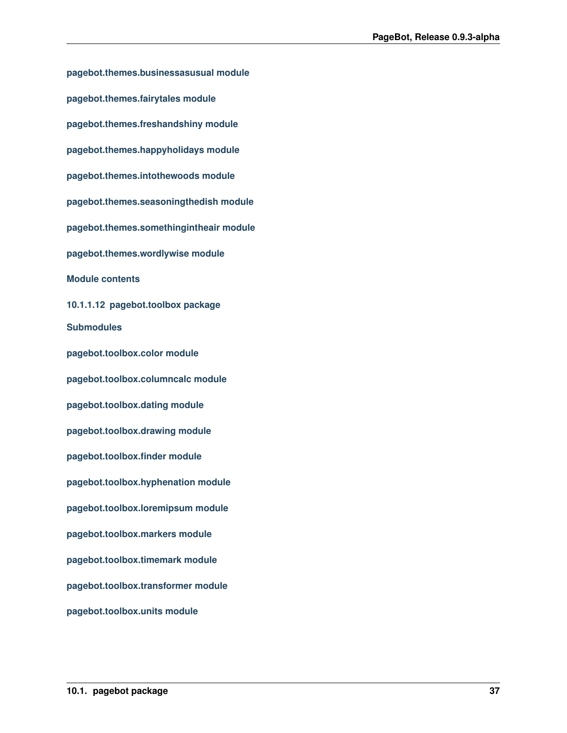#### pagebot.themes.businessasusual module

#### pagebot.themes.fairytales module

#### pagebot.themes.freshandshiny module

#### pagebot.themes.happyholidays module

#### pagebot.themes.intothewoods module

#### pagebot.themes.seasoningthedish module

#### pagebot.themes.somethingintheair module

#### pagebot.themes.wordlywise module

#### Module contents

### 10.1.1.12 pagebot.toolbox package

#### Submodules

#### pagebot.toolbox.color module

#### pagebot.toolbox.columncalc module

#### pagebot.toolbox.dating module

#### pagebot.toolbox.drawing module

#### pagebot.toolbox.finder module

#### pagebot.toolbox.hyphenation module

#### pagebot.toolbox.loremipsum module

#### pagebot.toolbox.markers module

#### pagebot.toolbox.timemark module

#### pagebot.toolbox.transformer module

#### pagebot.toolbox.units module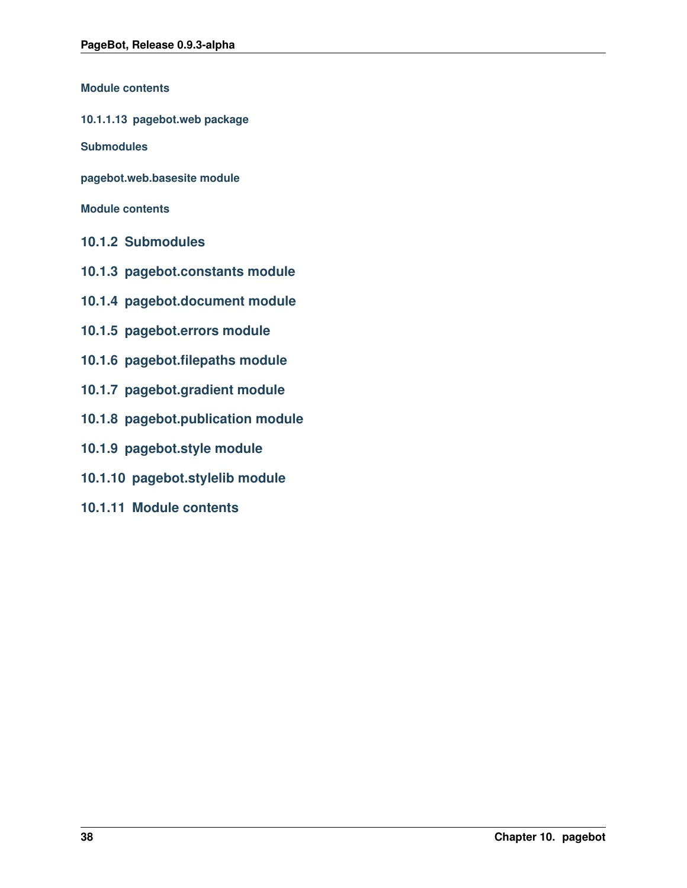##### Module contents

#### 10.1.1.13 pagebot.web package

##### Submodules

##### pagebot.web.basesite module

##### Module contents

### 10.1.2 Submodules

### 10.1.3 pagebot.constants module

### 10.1.4 pagebot.document module

### 10.1.5 pagebot.errors module

### 10.1.6 pagebot.filepaths module

### 10.1.7 pagebot.gradient module

### 10.1.8 pagebot.publication module

### 10.1.9 pagebot.style module

### 10.1.10 pagebot.stylelib module

### 10.1.11 Module contents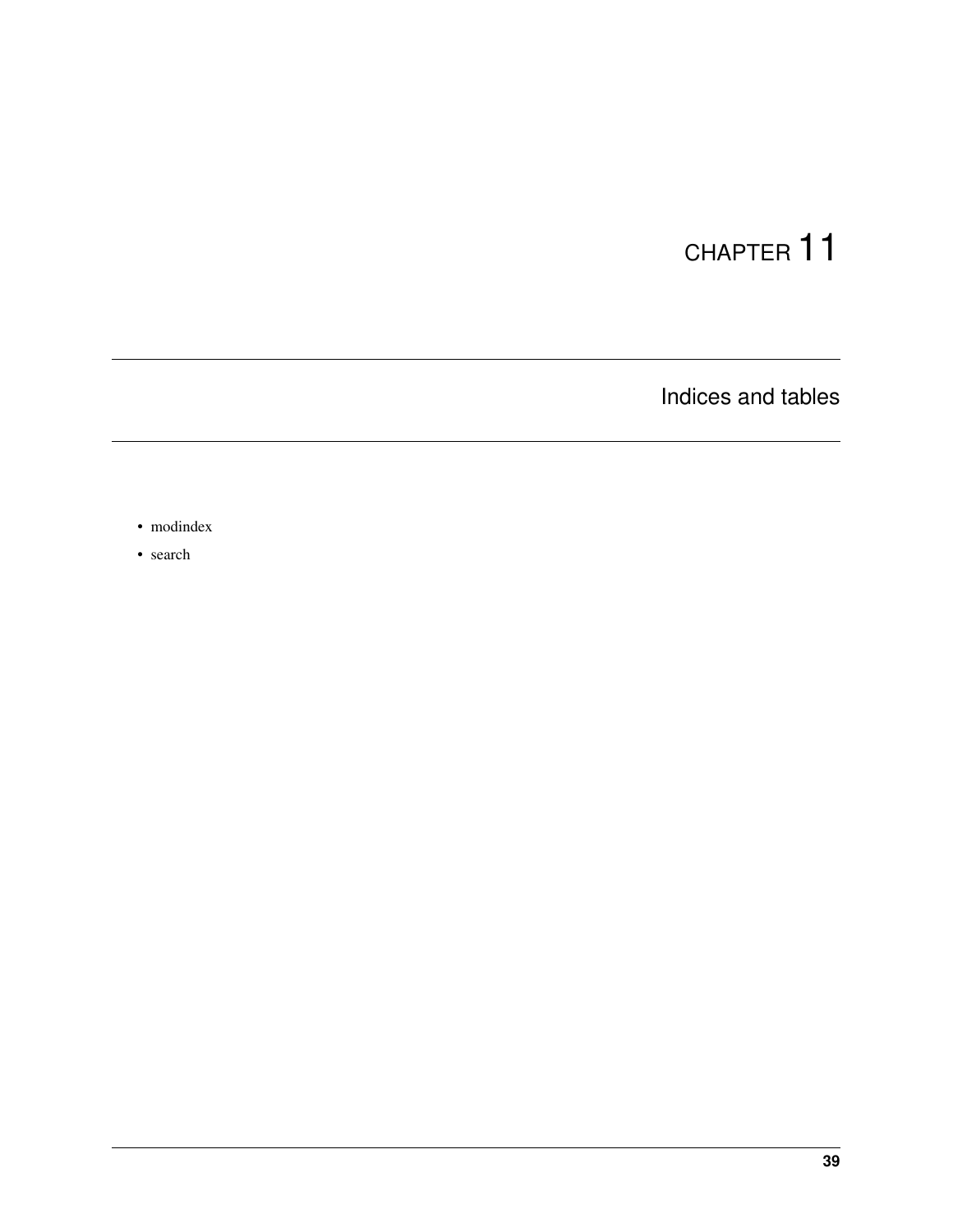# CHAPTER 11

## Indices and tables

- modindex
- search